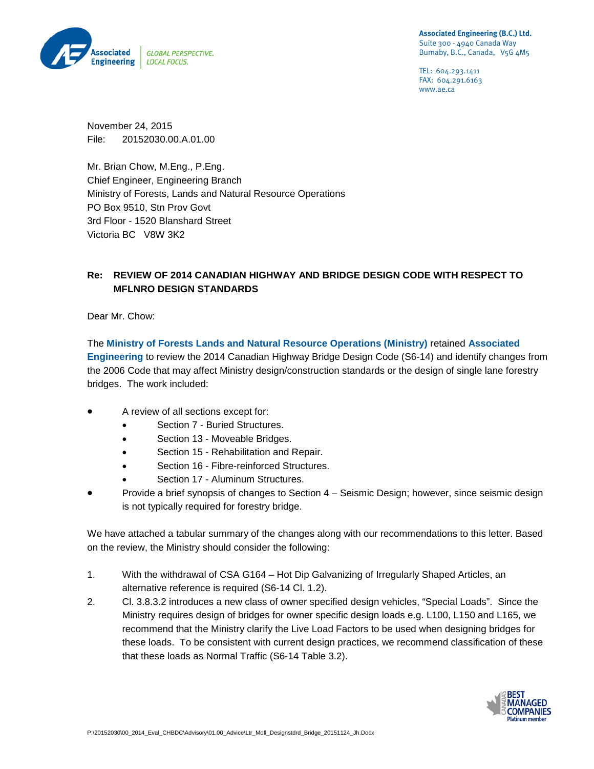Associated Engineering (B.C.) Ltd.
Suite 300 - 4940 Canada Way
Burnaby, B.C., Canada, V5G 4M5

TEL: 604.293.1411
FAX: 604.291.6163
www.ae.ca

November 24, 2015
File: 20152030.00.A.01.00

Mr. Brian Chow, M.Eng., P.Eng.
Chief Engineer, Engineering Branch
Ministry of Forests, Lands and Natural Resource Operations
PO Box 9510, Stn Prov Govt
3rd Floor - 1520 Blanshard Street
Victoria BC V8W 3K2

**Re: REVIEW OF 2014 CANADIAN HIGHWAY AND BRIDGE DESIGN CODE WITH RESPECT TO MFLNRO DESIGN STANDARDS**

Dear Mr. Chow:

The **Ministry of Forests Lands and Natural Resource Operations (Ministry)** retained **Associated Engineering** to review the 2014 Canadian Highway Bridge Design Code (S6-14) and identify changes from the 2006 Code that may affect Ministry design/construction standards or the design of single lane forestry bridges. The work included:

- A review of all sections except for:
  - Section 7 - Buried Structures.
  - Section 13 - Moveable Bridges.
  - Section 15 - Rehabilitation and Repair.
  - Section 16 - Fibre-reinforced Structures.
  - Section 17 - Aluminum Structures.
- Provide a brief synopsis of changes to Section 4 – Seismic Design; however, since seismic design is not typically required for forestry bridge.

We have attached a tabular summary of the changes along with our recommendations to this letter. Based on the review, the Ministry should consider the following:

1. With the withdrawal of CSA G164 – Hot Dip Galvanizing of Irregularly Shaped Articles, an alternative reference is required (S6-14 Cl. 1.2).
2. Cl. 3.8.3.2 introduces a new class of owner specified design vehicles, "Special Loads". Since the Ministry requires design of bridges for owner specific design loads e.g. L100, L150 and L165, we recommend that the Ministry clarify the Live Load Factors to be used when designing bridges for these loads. To be consistent with current design practices, we recommend classification of these that these loads as Normal Traffic (S6-14 Table 3.2).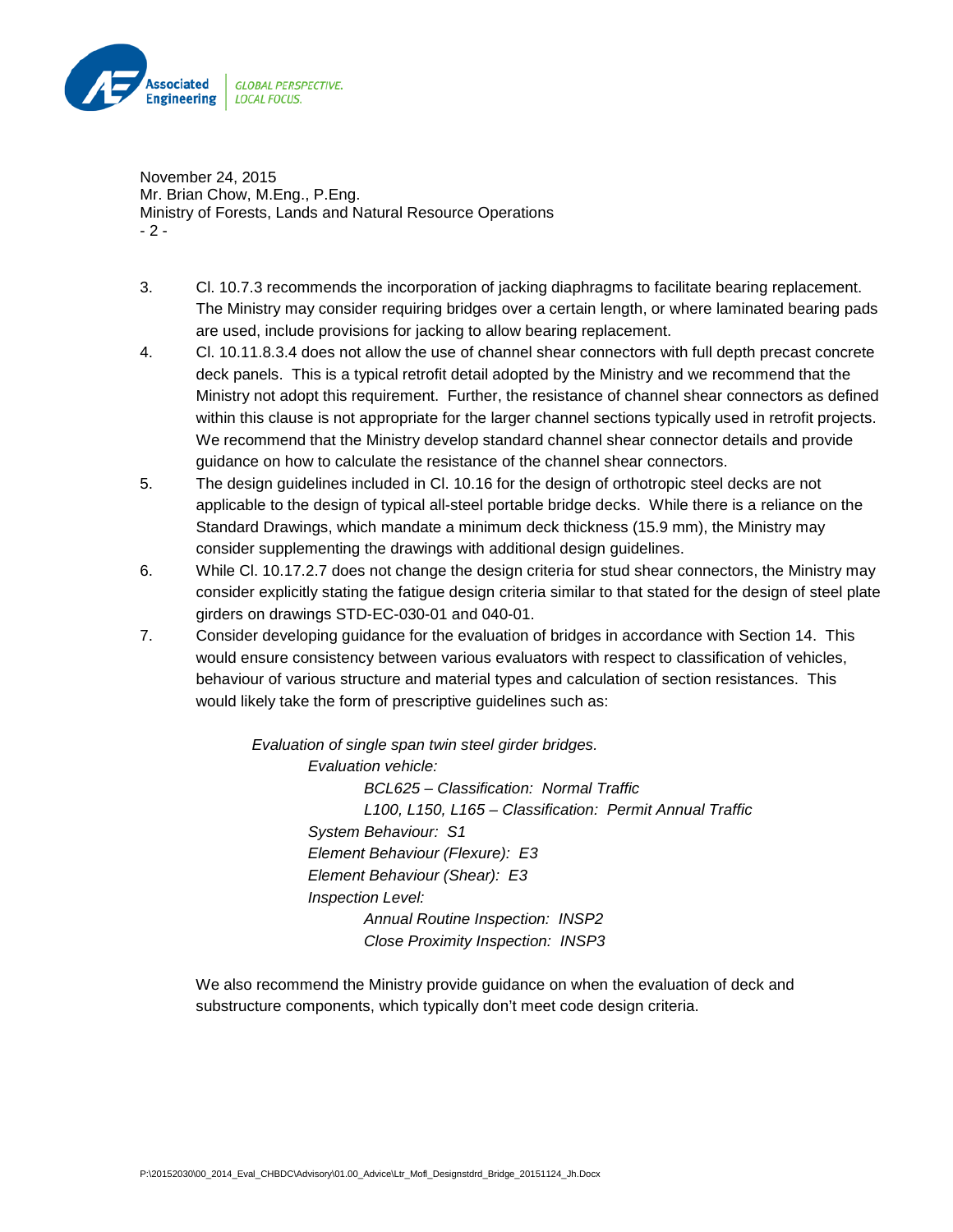3. Cl. 10.7.3 recommends the incorporation of jacking diaphragms to facilitate bearing replacement. The Ministry may consider requiring bridges over a certain length, or where laminated bearing pads are used, include provisions for jacking to allow bearing replacement.
4. Cl. 10.11.8.3.4 does not allow the use of channel shear connectors with full depth precast concrete deck panels. This is a typical retrofit detail adopted by the Ministry and we recommend that the Ministry not adopt this requirement. Further, the resistance of channel shear connectors as defined within this clause is not appropriate for the larger channel sections typically used in retrofit projects. We recommend that the Ministry develop standard channel shear connector details and provide guidance on how to calculate the resistance of the channel shear connectors.
5. The design guidelines included in Cl. 10.16 for the design of orthotropic steel decks are not applicable to the design of typical all-steel portable bridge decks. While there is a reliance on the Standard Drawings, which mandate a minimum deck thickness (15.9 mm), the Ministry may consider supplementing the drawings with additional design guidelines.
6. While Cl. 10.17.2.7 does not change the design criteria for stud shear connectors, the Ministry may consider explicitly stating the fatigue design criteria similar to that stated for the design of steel plate girders on drawings STD-EC-030-01 and 040-01.
7. Consider developing guidance for the evaluation of bridges in accordance with Section 14. This would ensure consistency between various evaluators with respect to classification of vehicles, behaviour of various structure and material types and calculation of section resistances. This would likely take the form of prescriptive guidelines such as:

   *Evaluation of single span twin steel girder bridges.*

   - *Evaluation vehicle:*
     - *BCL625 – Classification: Normal Traffic*
     - *L100, L150, L165 – Classification: Permit Annual Traffic*
   - *System Behaviour: S1*
   - *Element Behaviour (Flexure): E3*
   - *Element Behaviour (Shear): E3*
   - *Inspection Level:*
     - *Annual Routine Inspection: INSP2*
     - *Close Proximity Inspection: INSP3*

   We also recommend the Ministry provide guidance on when the evaluation of deck and substructure components, which typically don't meet code design criteria.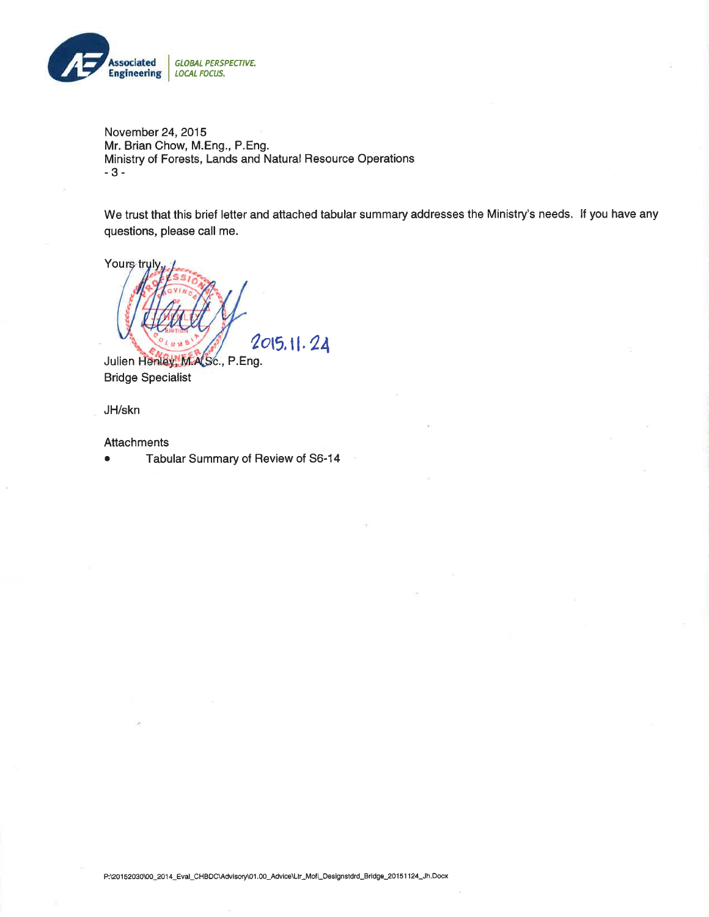November 24, 2015
Mr. Brian Chow, M.Eng., P.Eng.
Ministry of Forests, Lands and Natural Resource Operations

We trust that this brief letter and attached tabular summary addresses the Ministry's needs. If you have any questions, please call me.

Yours truly,

2015.11.24

Julien Henley, M.A.Sc., P.Eng.
Bridge Specialist

JH/skn

Attachments

- Tabular Summary of Review of S6-14

P:\20152030\00_2014_Eval_CHBDC\Advisory\01.00_Advice\Ltr_Mofl_Designstdrd_Bridge_20151124_Jh.Docx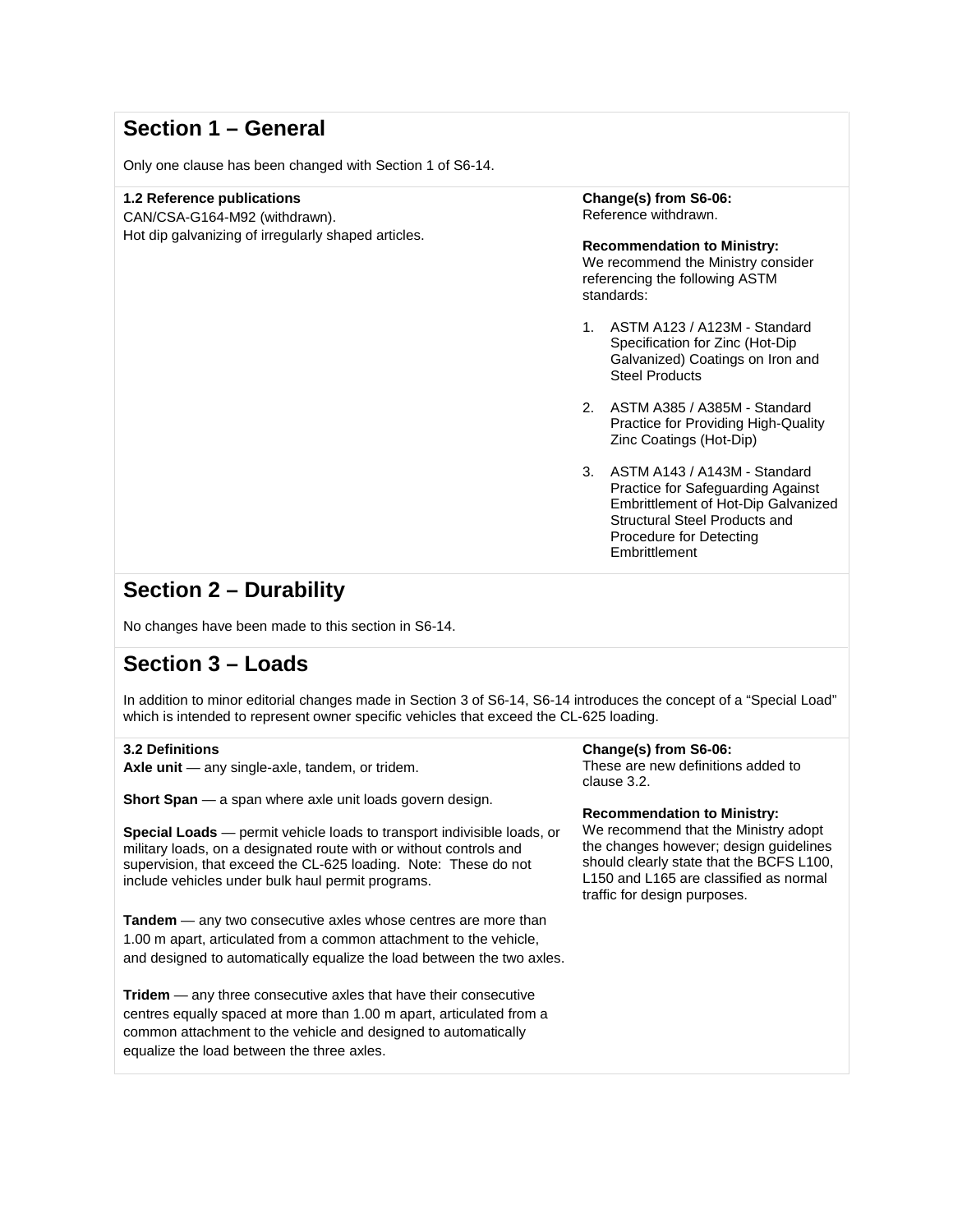## Section 1 – General

Only one clause has been changed with Section 1 of S6-14.

**1.2 Reference publications**
CAN/CSA-G164-M92 (withdrawn).
Hot dip galvanizing of irregularly shaped articles.

**Change(s) from S6-06:**
Reference withdrawn.

**Recommendation to Ministry:**
We recommend the Ministry consider referencing the following ASTM standards:

1. ASTM A123 / A123M - Standard Specification for Zinc (Hot-Dip Galvanized) Coatings on Iron and Steel Products
2. ASTM A385 / A385M - Standard Practice for Providing High-Quality Zinc Coatings (Hot-Dip)
3. ASTM A143 / A143M - Standard Practice for Safeguarding Against Embrittlement of Hot-Dip Galvanized Structural Steel Products and Procedure for Detecting Embrittlement

## Section 2 – Durability

No changes have been made to this section in S6-14.

## Section 3 – Loads

In addition to minor editorial changes made in Section 3 of S6-14, S6-14 introduces the concept of a "Special Load" which is intended to represent owner specific vehicles that exceed the CL-625 loading.

**3.2 Definitions**

**Axle unit** — any single-axle, tandem, or tridem.

**Short Span** — a span where axle unit loads govern design.

**Special Loads** — permit vehicle loads to transport indivisible loads, or military loads, on a designated route with or without controls and supervision, that exceed the CL-625 loading. Note: These do not include vehicles under bulk haul permit programs.

**Tandem** — any two consecutive axles whose centres are more than 1.00 m apart, articulated from a common attachment to the vehicle, and designed to automatically equalize the load between the two axles.

**Tridem** — any three consecutive axles that have their consecutive centres equally spaced at more than 1.00 m apart, articulated from a common attachment to the vehicle and designed to automatically equalize the load between the three axles.

**Change(s) from S6-06:**
These are new definitions added to clause 3.2.

**Recommendation to Ministry:**
We recommend that the Ministry adopt the changes however; design guidelines should clearly state that the BCFS L100, L150 and L165 are classified as normal traffic for design purposes.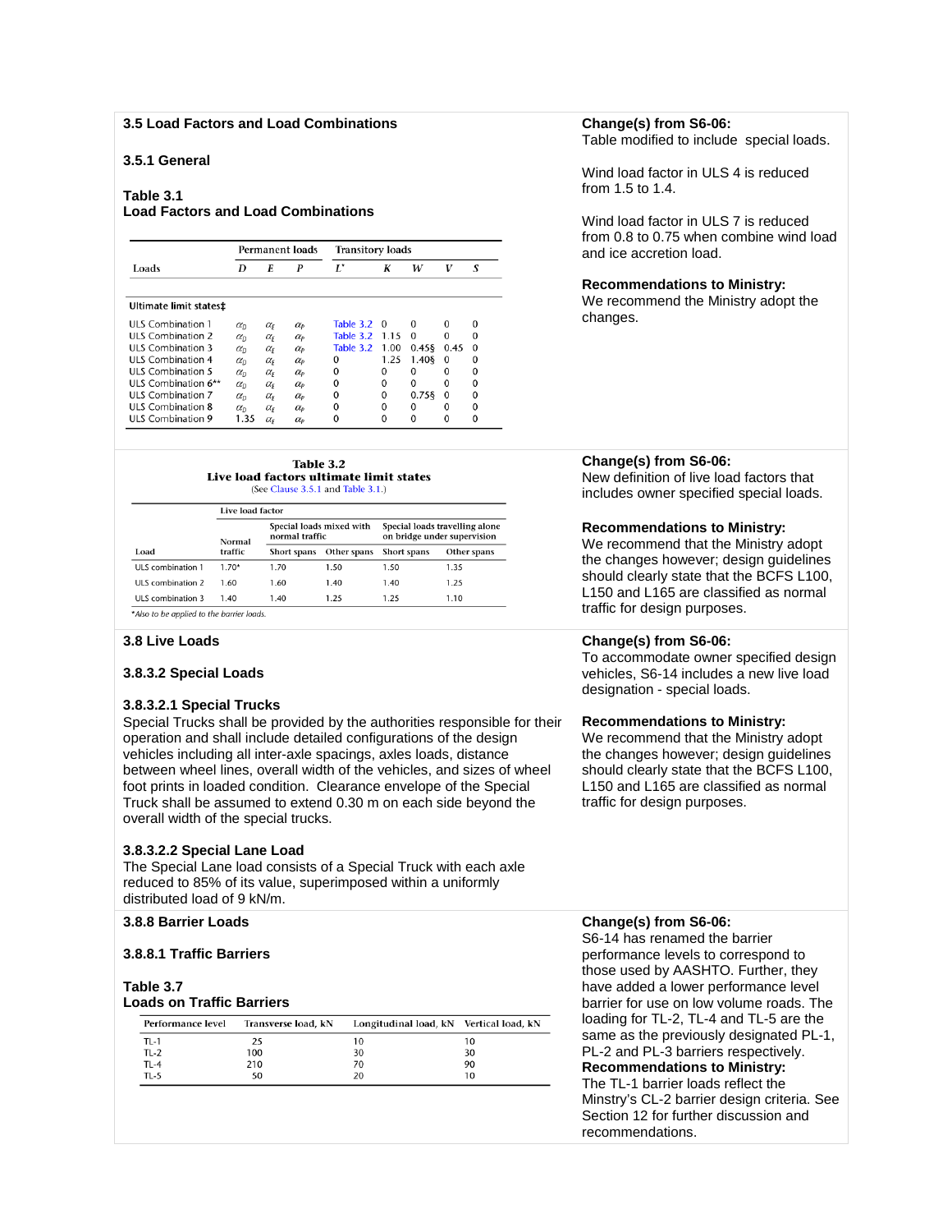### 3.5 Load Factors and Load Combinations

#### 3.5.1 General

**Table 3.1**
**Load Factors and Load Combinations**

| Loads | Permanent loads D | E | P | Transitory loads L* | K | W | V | S |
|---|---|---|---|---|---|---|---|---|
| **Ultimate limit states‡** | | | | | | | | |
| ULS Combination 1 | $\alpha_D$ | $\alpha_E$ | $\alpha_P$ | Table 3.2 | 0 | 0 | 0 | 0 |
| ULS Combination 2 | $\alpha_D$ | $\alpha_E$ | $\alpha_P$ | Table 3.2 | 1.15 | 0 | 0 | 0 |
| ULS Combination 3 | $\alpha_D$ | $\alpha_E$ | $\alpha_P$ | Table 3.2 | 1.00 | 0.45§ | 0.45 | 0 |
| ULS Combination 4 | $\alpha_D$ | $\alpha_E$ | $\alpha_P$ | 0 | 1.25 | 1.40§ | 0 | 0 |
| ULS Combination 5 | $\alpha_D$ | $\alpha_E$ | $\alpha_P$ | 0 | 0 | 0 | 0 | 0 |
| ULS Combination 6** | $\alpha_D$ | $\alpha_E$ | $\alpha_P$ | 0 | 0 | 0 | 0 | 0 |
| ULS Combination 7 | $\alpha_D$ | $\alpha_E$ | $\alpha_P$ | 0 | 0 | 0.75§ | 0 | 0 |
| ULS Combination 8 | $\alpha_D$ | $\alpha_E$ | $\alpha_P$ | 0 | 0 | 0 | 0 | 0 |
| ULS Combination 9 | 1.35 | $\alpha_E$ | $\alpha_P$ | 0 | 0 | 0 | 0 | 0 |

**Change(s) from S6-06:**
Table modified to include special loads.

Wind load factor in ULS 4 is reduced from 1.5 to 1.4.

Wind load factor in ULS 7 is reduced from 0.8 to 0.75 when combine wind load and ice accretion load.

**Recommendations to Ministry:**
We recommend the Ministry adopt the changes.

**Table 3.2**
**Live load factors ultimate limit states**
(See Clause 3.5.1 and Table 3.1.)

| Load | Live load factor: Normal traffic | Special loads mixed with normal traffic: Short spans | Special loads mixed with normal traffic: Other spans | Special loads travelling alone on bridge under supervision: Short spans | Special loads travelling alone on bridge under supervision: Other spans |
|---|---|---|---|---|---|
| ULS combination 1 | 1.70* | 1.70 | 1.50 | 1.50 | 1.35 |
| ULS combination 2 | 1.60 | 1.60 | 1.40 | 1.40 | 1.25 |
| ULS combination 3 | 1.40 | 1.40 | 1.25 | 1.25 | 1.10 |

*Also to be applied to the barrier loads.

**Change(s) from S6-06:**
New definition of live load factors that includes owner specified special loads.

**Recommendations to Ministry:**
We recommend that the Ministry adopt the changes however; design guidelines should clearly state that the BCFS L100, L150 and L165 are classified as normal traffic for design purposes.

### 3.8 Live Loads

#### 3.8.3.2 Special Loads

##### 3.8.3.2.1 Special Trucks

Special Trucks shall be provided by the authorities responsible for their operation and shall include detailed configurations of the design vehicles including all inter-axle spacings, axles loads, distance between wheel lines, overall width of the vehicles, and sizes of wheel foot prints in loaded condition. Clearance envelope of the Special Truck shall be assumed to extend 0.30 m on each side beyond the overall width of the special trucks.

##### 3.8.3.2.2 Special Lane Load

The Special Lane load consists of a Special Truck with each axle reduced to 85% of its value, superimposed within a uniformly distributed load of 9 kN/m.

**Change(s) from S6-06:**
To accommodate owner specified design vehicles, S6-14 includes a new live load designation - special loads.

**Recommendations to Ministry:**
We recommend that the Ministry adopt the changes however; design guidelines should clearly state that the BCFS L100, L150 and L165 are classified as normal traffic for design purposes.

#### 3.8.8 Barrier Loads

##### 3.8.8.1 Traffic Barriers

**Table 3.7**
**Loads on Traffic Barriers**

| Performance level | Transverse load, kN | Longitudinal load, kN | Vertical load, kN |
|---|---|---|---|
| TL-1 | 25 | 10 | 10 |
| TL-2 | 100 | 30 | 30 |
| TL-4 | 210 | 70 | 90 |
| TL-5 | 50 | 20 | 10 |

**Change(s) from S6-06:**
S6-14 has renamed the barrier performance levels to correspond to those used by AASHTO. Further, they have added a lower performance level barrier for use on low volume roads. The loading for TL-2, TL-4 and TL-5 are the same as the previously designated PL-1, PL-2 and PL-3 barriers respectively.

**Recommendations to Ministry:**
The TL-1 barrier loads reflect the Minstry's CL-2 barrier design criteria. See Section 12 for further discussion and recommendations.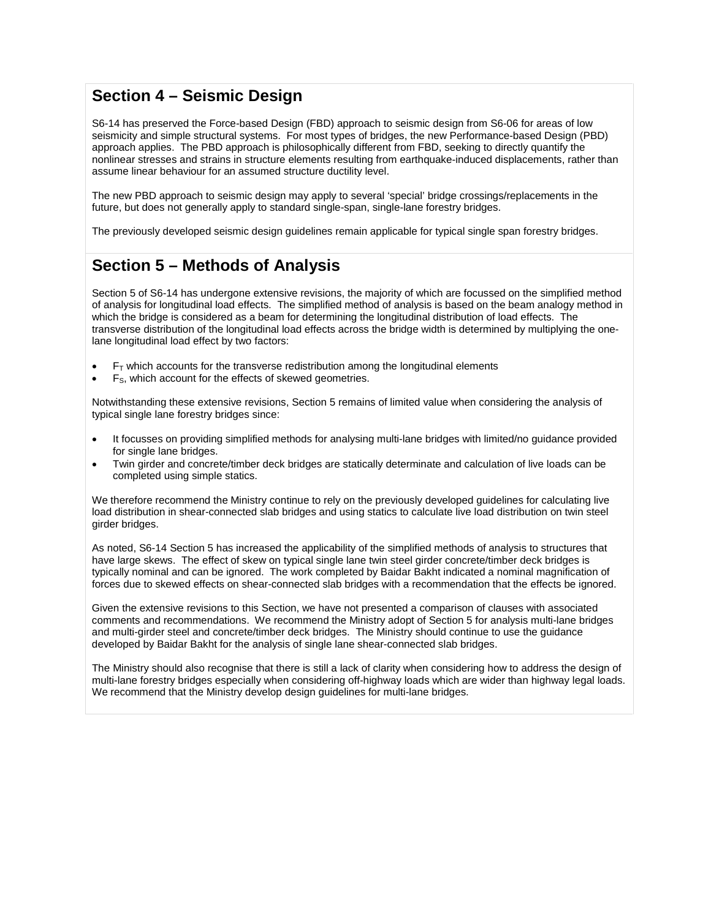## Section 4 – Seismic Design

S6-14 has preserved the Force-based Design (FBD) approach to seismic design from S6-06 for areas of low seismicity and simple structural systems. For most types of bridges, the new Performance-based Design (PBD) approach applies. The PBD approach is philosophically different from FBD, seeking to directly quantify the nonlinear stresses and strains in structure elements resulting from earthquake-induced displacements, rather than assume linear behaviour for an assumed structure ductility level.

The new PBD approach to seismic design may apply to several 'special' bridge crossings/replacements in the future, but does not generally apply to standard single-span, single-lane forestry bridges.

The previously developed seismic design guidelines remain applicable for typical single span forestry bridges.

## Section 5 – Methods of Analysis

Section 5 of S6-14 has undergone extensive revisions, the majority of which are focussed on the simplified method of analysis for longitudinal load effects. The simplified method of analysis is based on the beam analogy method in which the bridge is considered as a beam for determining the longitudinal distribution of load effects. The transverse distribution of the longitudinal load effects across the bridge width is determined by multiplying the one-lane longitudinal load effect by two factors:

- $F_T$ which accounts for the transverse redistribution among the longitudinal elements
- $F_S$, which account for the effects of skewed geometries.

Notwithstanding these extensive revisions, Section 5 remains of limited value when considering the analysis of typical single lane forestry bridges since:

- It focusses on providing simplified methods for analysing multi-lane bridges with limited/no guidance provided for single lane bridges.
- Twin girder and concrete/timber deck bridges are statically determinate and calculation of live loads can be completed using simple statics.

We therefore recommend the Ministry continue to rely on the previously developed guidelines for calculating live load distribution in shear-connected slab bridges and using statics to calculate live load distribution on twin steel girder bridges.

As noted, S6-14 Section 5 has increased the applicability of the simplified methods of analysis to structures that have large skews. The effect of skew on typical single lane twin steel girder concrete/timber deck bridges is typically nominal and can be ignored. The work completed by Baidar Bakht indicated a nominal magnification of forces due to skewed effects on shear-connected slab bridges with a recommendation that the effects be ignored.

Given the extensive revisions to this Section, we have not presented a comparison of clauses with associated comments and recommendations. We recommend the Ministry adopt of Section 5 for analysis multi-lane bridges and multi-girder steel and concrete/timber deck bridges. The Ministry should continue to use the guidance developed by Baidar Bakht for the analysis of single lane shear-connected slab bridges.

The Ministry should also recognise that there is still a lack of clarity when considering how to address the design of multi-lane forestry bridges especially when considering off-highway loads which are wider than highway legal loads. We recommend that the Ministry develop design guidelines for multi-lane bridges.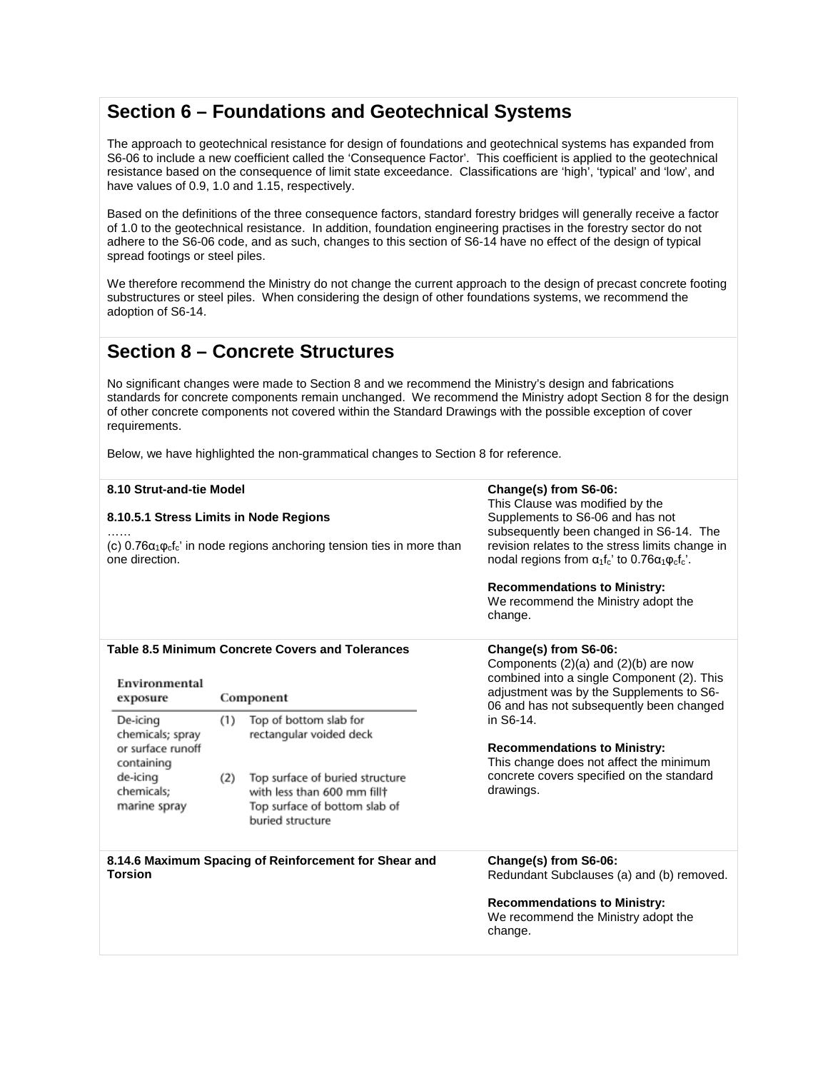## Section 6 – Foundations and Geotechnical Systems

The approach to geotechnical resistance for design of foundations and geotechnical systems has expanded from S6-06 to include a new coefficient called the 'Consequence Factor'. This coefficient is applied to the geotechnical resistance based on the consequence of limit state exceedance. Classifications are 'high', 'typical' and 'low', and have values of 0.9, 1.0 and 1.15, respectively.

Based on the definitions of the three consequence factors, standard forestry bridges will generally receive a factor of 1.0 to the geotechnical resistance. In addition, foundation engineering practises in the forestry sector do not adhere to the S6-06 code, and as such, changes to this section of S6-14 have no effect of the design of typical spread footings or steel piles.

We therefore recommend the Ministry do not change the current approach to the design of precast concrete footing substructures or steel piles. When considering the design of other foundations systems, we recommend the adoption of S6-14.

## Section 8 – Concrete Structures

No significant changes were made to Section 8 and we recommend the Ministry's design and fabrications standards for concrete components remain unchanged. We recommend the Ministry adopt Section 8 for the design of other concrete components not covered within the Standard Drawings with the possible exception of cover requirements.

Below, we have highlighted the non-grammatical changes to Section 8 for reference.

| Clause | Change and Recommendation |
|---|---|
| **8.10 Strut-and-tie Model**<br><br>**8.10.5.1 Stress Limits in Node Regions**<br>……<br>(c) $0.76\alpha_1\varphi_c f_c'$ in node regions anchoring tension ties in more than one direction. | **Change(s) from S6-06:**<br>This Clause was modified by the Supplements to S6-06 and has not subsequently been changed in S6-14. The revision relates to the stress limits change in nodal regions from $\alpha_1 f_c'$ to $0.76\alpha_1\varphi_c f_c'$.<br><br>**Recommendations to Ministry:**<br>We recommend the Ministry adopt the change. |
| **Table 8.5 Minimum Concrete Covers and Tolerances**<br><br>**Environmental exposure:** De-icing chemicals; spray or surface runoff containing de-icing chemicals; marine spray<br><br>**Component:**<br>(1) Top of bottom slab for rectangular voided deck<br>(2) Top surface of buried structure with less than 600 mm fill†<br>Top surface of bottom slab of buried structure | **Change(s) from S6-06:**<br>Components (2)(a) and (2)(b) are now combined into a single Component (2). This adjustment was by the Supplements to S6-06 and has not subsequently been changed in S6-14.<br><br>**Recommendations to Ministry:**<br>This change does not affect the minimum concrete covers specified on the standard drawings. |
| **8.14.6 Maximum Spacing of Reinforcement for Shear and Torsion** | **Change(s) from S6-06:**<br>Redundant Subclauses (a) and (b) removed.<br><br>**Recommendations to Ministry:**<br>We recommend the Ministry adopt the change. |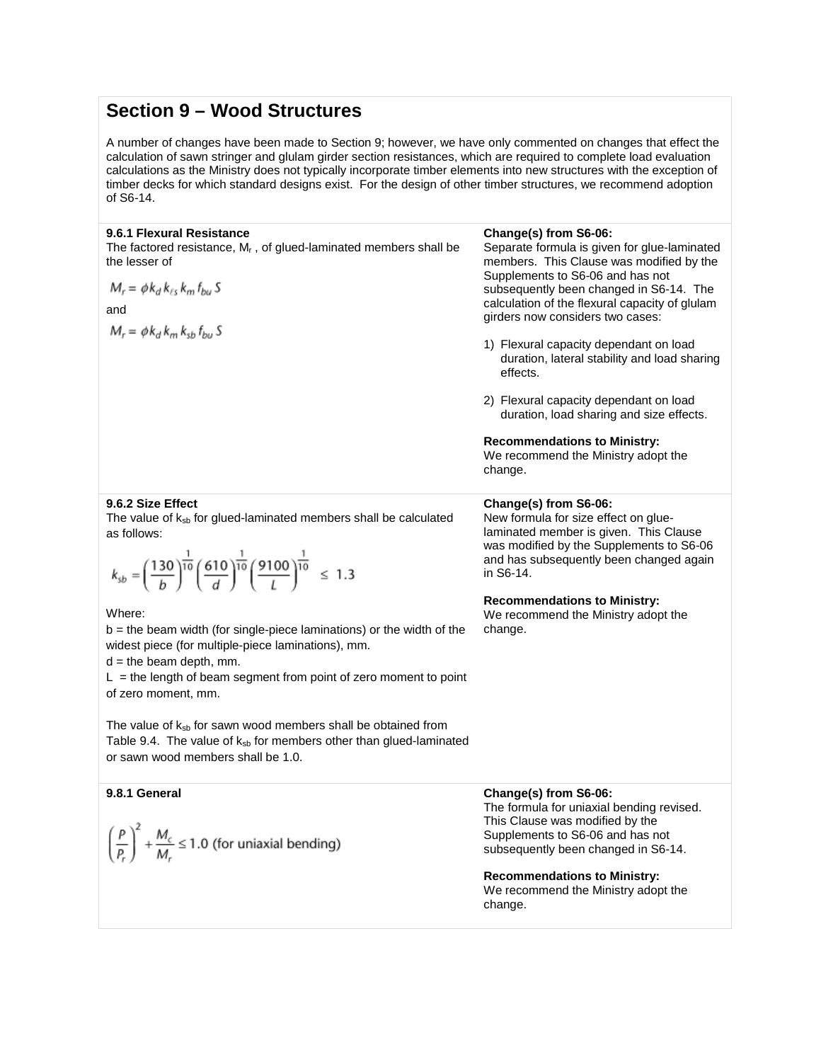# Section 9 – Wood Structures

A number of changes have been made to Section 9; however, we have only commented on changes that effect the calculation of sawn stringer and glulam girder section resistances, which are required to complete load evaluation calculations as the Ministry does not typically incorporate timber elements into new structures with the exception of timber decks for which standard designs exist. For the design of other timber structures, we recommend adoption of S6-14.

### 9.6.1 Flexural Resistance

The factored resistance, $M_r$, of glued-laminated members shall be the lesser of

$$M_r = \phi k_d k_{\ell s} k_m f_{bu} S$$

and

$$M_r = \phi k_d k_m k_{sb} f_{bu} S$$

**Change(s) from S6-06:**
Separate formula is given for glue-laminated members. This Clause was modified by the Supplements to S6-06 and has not subsequently been changed in S6-14. The calculation of the flexural capacity of glulam girders now considers two cases:

1) Flexural capacity dependant on load duration, lateral stability and load sharing effects.
2) Flexural capacity dependant on load duration, load sharing and size effects.

**Recommendations to Ministry:**
We recommend the Ministry adopt the change.

### 9.6.2 Size Effect

The value of $k_{sb}$ for glued-laminated members shall be calculated as follows:

$$k_{sb} = \left(\frac{130}{b}\right)^{\frac{1}{10}} \left(\frac{610}{d}\right)^{\frac{1}{10}} \left(\frac{9100}{L}\right)^{\frac{1}{10}} \leq 1.3$$

Where:
$b$ = the beam width (for single-piece laminations) or the width of the widest piece (for multiple-piece laminations), mm.
$d$ = the beam depth, mm.
$L$ = the length of beam segment from point of zero moment to point of zero moment, mm.

The value of $k_{sb}$ for sawn wood members shall be obtained from Table 9.4. The value of $k_{sb}$ for members other than glued-laminated or sawn wood members shall be 1.0.

**Change(s) from S6-06:**
New formula for size effect on glue-laminated member is given. This Clause was modified by the Supplements to S6-06 and has subsequently been changed again in S6-14.

**Recommendations to Ministry:**
We recommend the Ministry adopt the change.

### 9.8.1 General

$$\left(\frac{P}{P_r}\right)^2 + \frac{M_c}{M_r} \leq 1.0 \text{ (for uniaxial bending)}$$

**Change(s) from S6-06:**
The formula for uniaxial bending revised. This Clause was modified by the Supplements to S6-06 and has not subsequently been changed in S6-14.

**Recommendations to Ministry:**
We recommend the Ministry adopt the change.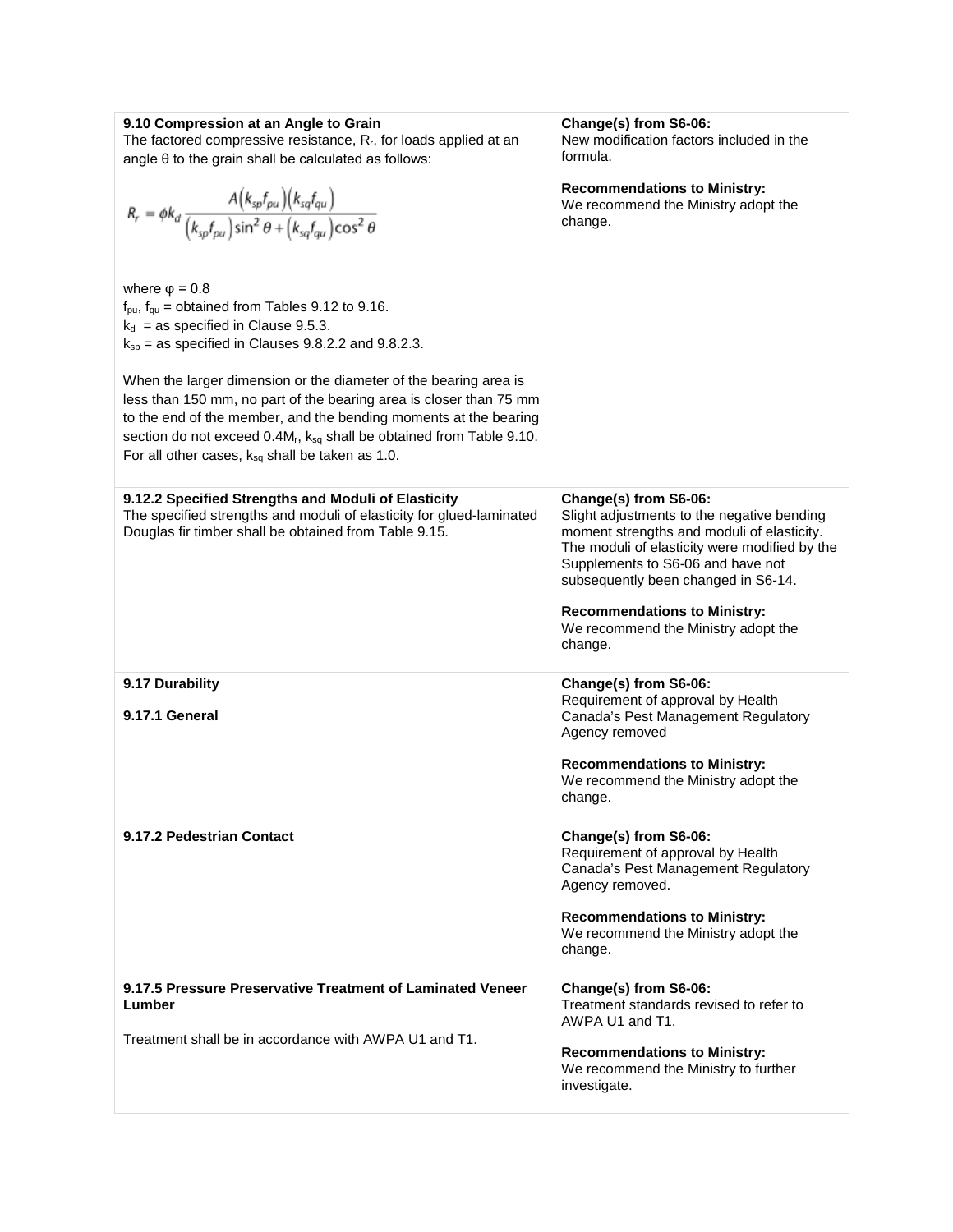| | |
|---|---|
| **9.10 Compression at an Angle to Grain**<br>The factored compressive resistance, $R_r$, for loads applied at an angle θ to the grain shall be calculated as follows:<br>$$R_r = \phi k_d \frac{A(k_{sp}f_{pu})(k_{sq}f_{qu})}{(k_{sp}f_{pu})\sin^2\theta + (k_{sq}f_{qu})\cos^2\theta}$$<br>where $\phi = 0.8$<br>$f_{pu}$, $f_{qu}$ = obtained from Tables 9.12 to 9.16.<br>$k_d$ = as specified in Clause 9.5.3.<br>$k_{sp}$ = as specified in Clauses 9.8.2.2 and 9.8.2.3.<br><br>When the larger dimension or the diameter of the bearing area is less than 150 mm, no part of the bearing area is closer than 75 mm to the end of the member, and the bending moments at the bearing section do not exceed $0.4M_r$, $k_{sq}$ shall be obtained from Table 9.10. For all other cases, $k_{sq}$ shall be taken as 1.0. | **Change(s) from S6-06:**<br>New modification factors included in the formula.<br><br>**Recommendations to Ministry:**<br>We recommend the Ministry adopt the change. |
| **9.12.2 Specified Strengths and Moduli of Elasticity**<br>The specified strengths and moduli of elasticity for glued-laminated Douglas fir timber shall be obtained from Table 9.15. | **Change(s) from S6-06:**<br>Slight adjustments to the negative bending moment strengths and moduli of elasticity. The moduli of elasticity were modified by the Supplements to S6-06 and have not subsequently been changed in S6-14.<br><br>**Recommendations to Ministry:**<br>We recommend the Ministry adopt the change. |
| **9.17 Durability**<br><br>**9.17.1 General** | **Change(s) from S6-06:**<br>Requirement of approval by Health Canada's Pest Management Regulatory Agency removed<br><br>**Recommendations to Ministry:**<br>We recommend the Ministry adopt the change. |
| **9.17.2 Pedestrian Contact** | **Change(s) from S6-06:**<br>Requirement of approval by Health Canada's Pest Management Regulatory Agency removed.<br><br>**Recommendations to Ministry:**<br>We recommend the Ministry adopt the change. |
| **9.17.5 Pressure Preservative Treatment of Laminated Veneer Lumber**<br><br>Treatment shall be in accordance with AWPA U1 and T1. | **Change(s) from S6-06:**<br>Treatment standards revised to refer to AWPA U1 and T1.<br><br>**Recommendations to Ministry:**<br>We recommend the Ministry to further investigate. |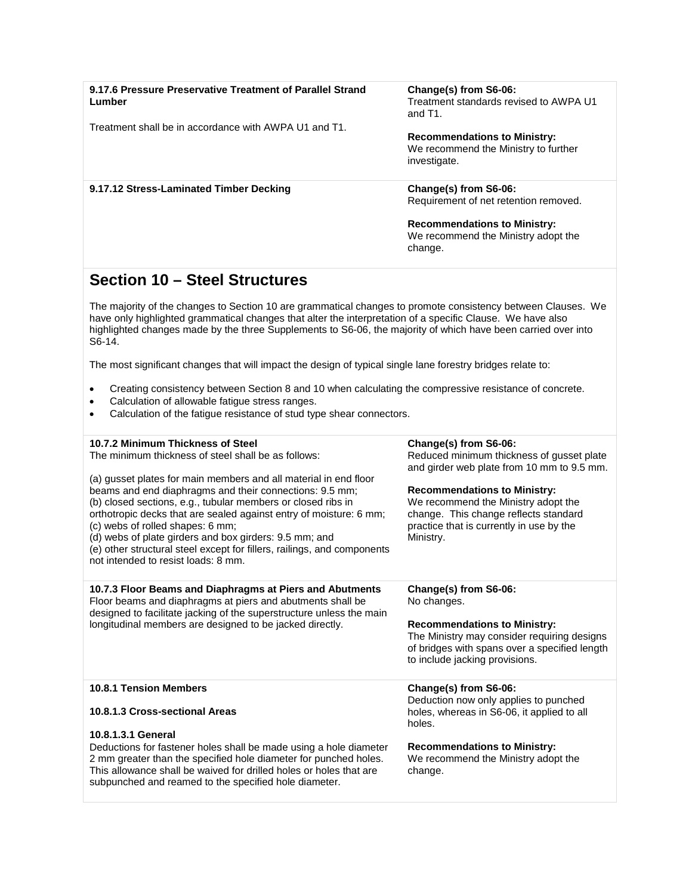| | |
|---|---|
| **9.17.6 Pressure Preservative Treatment of Parallel Strand Lumber**<br><br>Treatment shall be in accordance with AWPA U1 and T1. | **Change(s) from S6-06:**<br>Treatment standards revised to AWPA U1 and T1.<br><br>**Recommendations to Ministry:**<br>We recommend the Ministry to further investigate. |
| **9.17.12 Stress-Laminated Timber Decking** | **Change(s) from S6-06:**<br>Requirement of net retention removed.<br><br>**Recommendations to Ministry:**<br>We recommend the Ministry adopt the change. |

## Section 10 – Steel Structures

The majority of the changes to Section 10 are grammatical changes to promote consistency between Clauses. We have only highlighted grammatical changes that alter the interpretation of a specific Clause. We have also highlighted changes made by the three Supplements to S6-06, the majority of which have been carried over into S6-14.

The most significant changes that will impact the design of typical single lane forestry bridges relate to:

- Creating consistency between Section 8 and 10 when calculating the compressive resistance of concrete.
- Calculation of allowable fatigue stress ranges.
- Calculation of the fatigue resistance of stud type shear connectors.

| | |
|---|---|
| **10.7.2 Minimum Thickness of Steel**<br>The minimum thickness of steel shall be as follows:<br><br>(a) gusset plates for main members and all material in end floor beams and end diaphragms and their connections: 9.5 mm;<br>(b) closed sections, e.g., tubular members or closed ribs in orthotropic decks that are sealed against entry of moisture: 6 mm;<br>(c) webs of rolled shapes: 6 mm;<br>(d) webs of plate girders and box girders: 9.5 mm; and<br>(e) other structural steel except for fillers, railings, and components not intended to resist loads: 8 mm. | **Change(s) from S6-06:**<br>Reduced minimum thickness of gusset plate and girder web plate from 10 mm to 9.5 mm.<br><br>**Recommendations to Ministry:**<br>We recommend the Ministry adopt the change. This change reflects standard practice that is currently in use by the Ministry. |
| **10.7.3 Floor Beams and Diaphragms at Piers and Abutments**<br>Floor beams and diaphragms at piers and abutments shall be designed to facilitate jacking of the superstructure unless the main longitudinal members are designed to be jacked directly. | **Change(s) from S6-06:**<br>No changes.<br><br>**Recommendations to Ministry:**<br>The Ministry may consider requiring designs of bridges with spans over a specified length to include jacking provisions. |
| **10.8.1 Tension Members**<br><br>**10.8.1.3 Cross-sectional Areas**<br><br>**10.8.1.3.1 General**<br>Deductions for fastener holes shall be made using a hole diameter 2 mm greater than the specified hole diameter for punched holes. This allowance shall be waived for drilled holes or holes that are subpunched and reamed to the specified hole diameter. | **Change(s) from S6-06:**<br>Deduction now only applies to punched holes, whereas in S6-06, it applied to all holes.<br><br>**Recommendations to Ministry:**<br>We recommend the Ministry adopt the change. |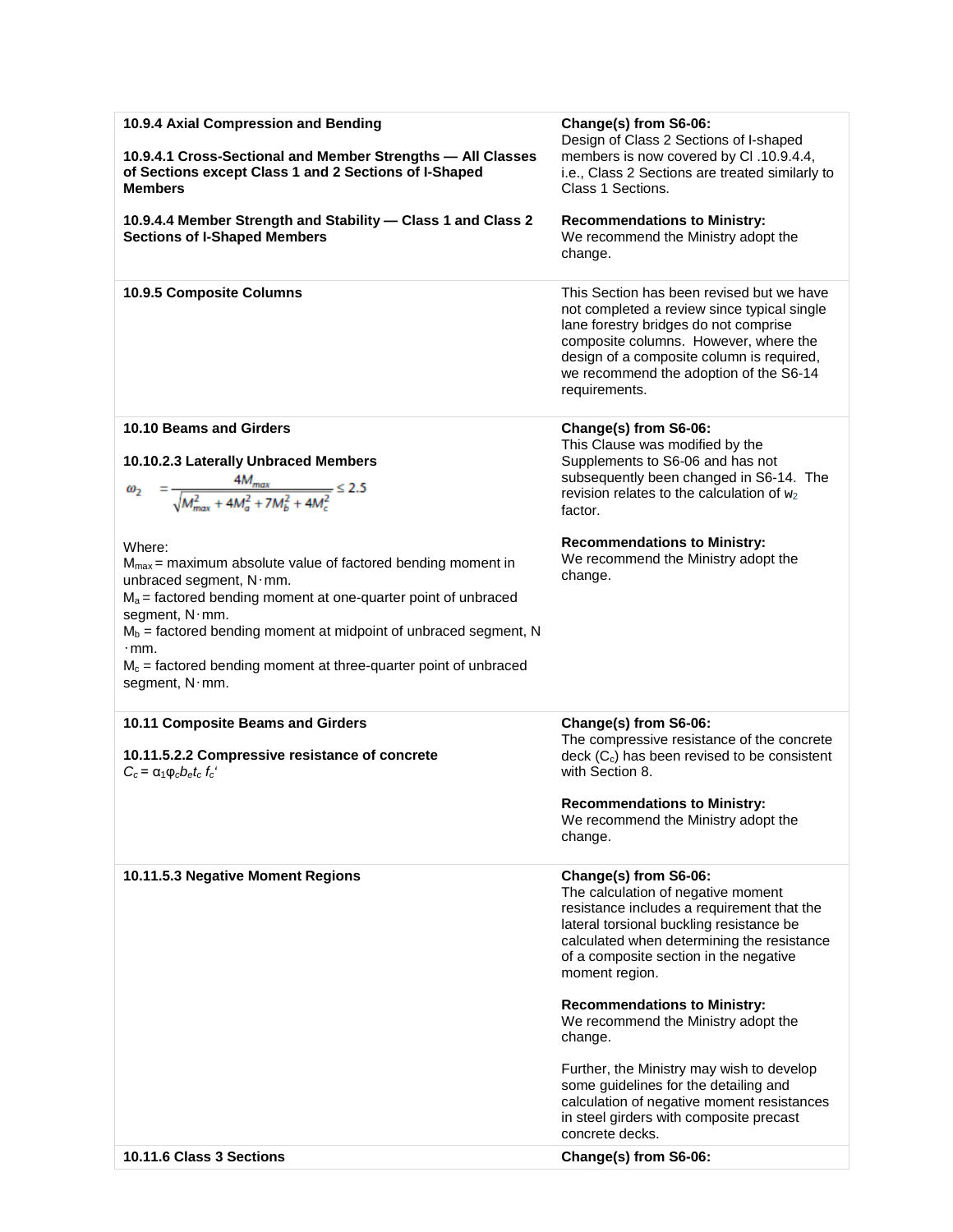| | |
|---|---|
| **10.9.4 Axial Compression and Bending**<br><br>**10.9.4.1 Cross-Sectional and Member Strengths — All Classes of Sections except Class 1 and 2 Sections of I-Shaped Members**<br><br>**10.9.4.4 Member Strength and Stability — Class 1 and Class 2 Sections of I-Shaped Members** | **Change(s) from S6-06:**<br>Design of Class 2 Sections of I-shaped members is now covered by Cl .10.9.4.4, i.e., Class 2 Sections are treated similarly to Class 1 Sections.<br><br>**Recommendations to Ministry:**<br>We recommend the Ministry adopt the change. |
| **10.9.5 Composite Columns** | This Section has been revised but we have not completed a review since typical single lane forestry bridges do not comprise composite columns. However, where the design of a composite column is required, we recommend the adoption of the S6-14 requirements. |
| **10.10 Beams and Girders**<br><br>**10.10.2.3 Laterally Unbraced Members**<br>$\omega_2 = \frac{4M_{max}}{\sqrt{M_{max}^2 + 4M_a^2 + 7M_b^2 + 4M_c^2}} \leq 2.5$<br><br>Where:<br>$M_{max}$ = maximum absolute value of factored bending moment in unbraced segment, N·mm.<br>$M_a$ = factored bending moment at one-quarter point of unbraced segment, N·mm.<br>$M_b$ = factored bending moment at midpoint of unbraced segment, N·mm.<br>$M_c$ = factored bending moment at three-quarter point of unbraced segment, N·mm. | **Change(s) from S6-06:**<br>This Clause was modified by the Supplements to S6-06 and has not subsequently been changed in S6-14. The revision relates to the calculation of $w_2$ factor.<br><br>**Recommendations to Ministry:**<br>We recommend the Ministry adopt the change. |
| **10.11 Composite Beams and Girders**<br><br>**10.11.5.2.2 Compressive resistance of concrete**<br>$C_c = \alpha_1 \varphi_c b_e t_c f_c'$ | **Change(s) from S6-06:**<br>The compressive resistance of the concrete deck ($C_c$) has been revised to be consistent with Section 8.<br><br>**Recommendations to Ministry:**<br>We recommend the Ministry adopt the change. |
| **10.11.5.3 Negative Moment Regions** | **Change(s) from S6-06:**<br>The calculation of negative moment resistance includes a requirement that the lateral torsional buckling resistance be calculated when determining the resistance of a composite section in the negative moment region.<br><br>**Recommendations to Ministry:**<br>We recommend the Ministry adopt the change.<br><br>Further, the Ministry may wish to develop some guidelines for the detailing and calculation of negative moment resistances in steel girders with composite precast concrete decks. |
| **10.11.6 Class 3 Sections** | **Change(s) from S6-06:** |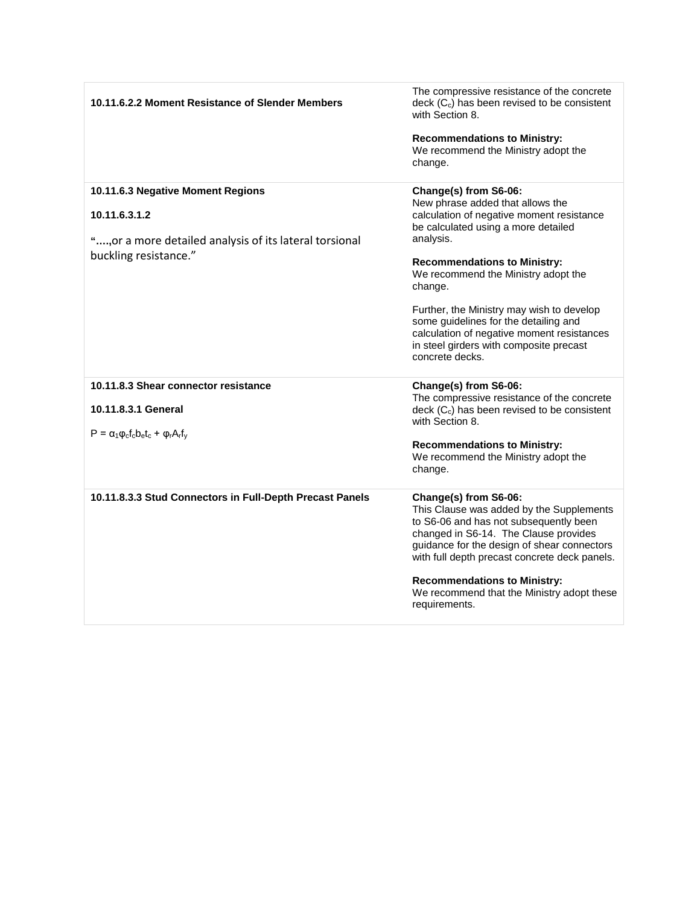| | |
|---|---|
| **10.11.6.2.2 Moment Resistance of Slender Members** | The compressive resistance of the concrete deck ($C_c$) has been revised to be consistent with Section 8.<br><br>**Recommendations to Ministry:**<br>We recommend the Ministry adopt the change. |
| **10.11.6.3 Negative Moment Regions**<br><br>**10.11.6.3.1.2**<br><br>"….,or a more detailed analysis of its lateral torsional buckling resistance." | **Change(s) from S6-06:**<br>New phrase added that allows the calculation of negative moment resistance be calculated using a more detailed analysis.<br><br>**Recommendations to Ministry:**<br>We recommend the Ministry adopt the change.<br><br>Further, the Ministry may wish to develop some guidelines for the detailing and calculation of negative moment resistances in steel girders with composite precast concrete decks. |
| **10.11.8.3 Shear connector resistance**<br><br>**10.11.8.3.1 General**<br><br>$P = \alpha_1\varphi_c f_c b_e t_c + \varphi_r A_r f_y$ | **Change(s) from S6-06:**<br>The compressive resistance of the concrete deck ($C_c$) has been revised to be consistent with Section 8.<br><br>**Recommendations to Ministry:**<br>We recommend the Ministry adopt the change. |
| **10.11.8.3.3 Stud Connectors in Full-Depth Precast Panels** | **Change(s) from S6-06:**<br>This Clause was added by the Supplements to S6-06 and has not subsequently been changed in S6-14. The Clause provides guidance for the design of shear connectors with full depth precast concrete deck panels.<br><br>**Recommendations to Ministry:**<br>We recommend that the Ministry adopt these requirements. |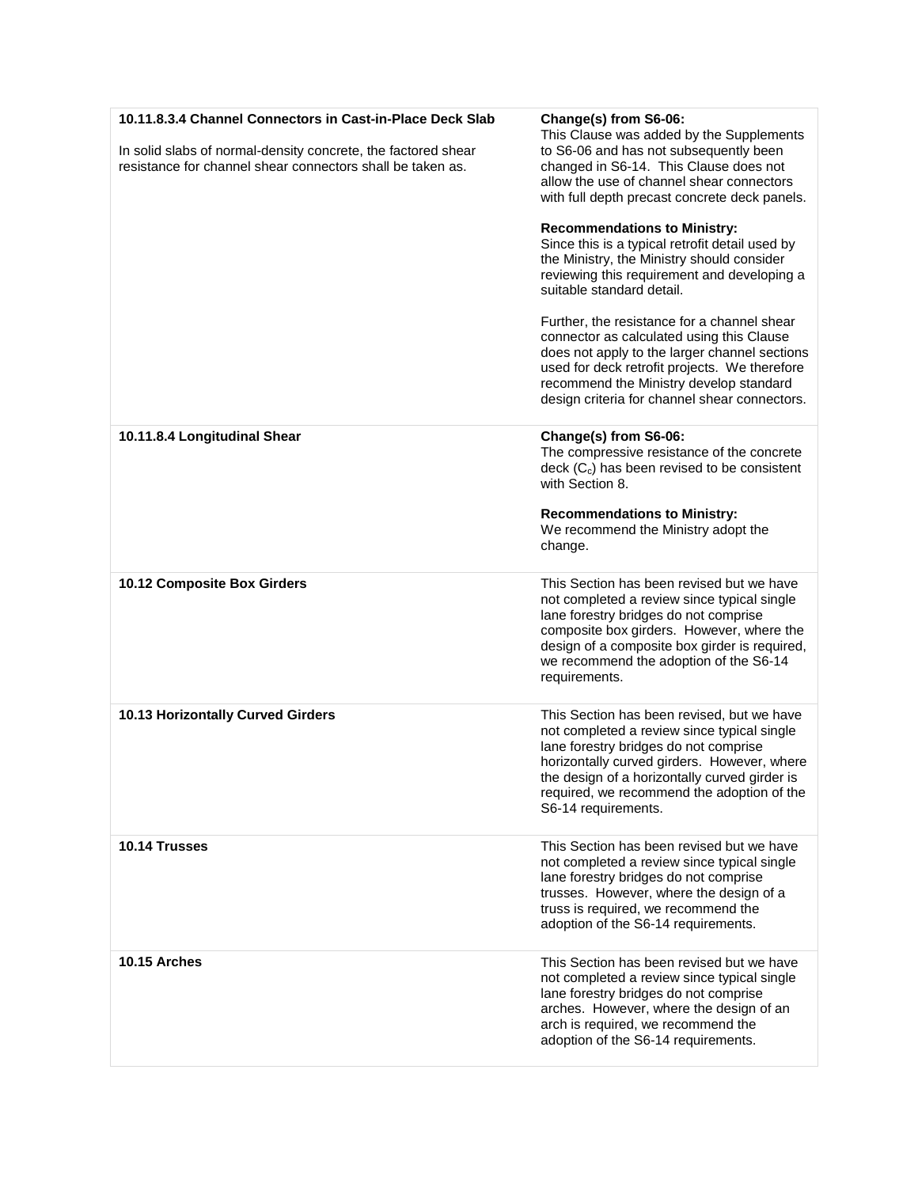| | |
|---|---|
| **10.11.8.3.4 Channel Connectors in Cast-in-Place Deck Slab**<br><br>In solid slabs of normal-density concrete, the factored shear resistance for channel shear connectors shall be taken as. | **Change(s) from S6-06:**<br>This Clause was added by the Supplements to S6-06 and has not subsequently been changed in S6-14. This Clause does not allow the use of channel shear connectors with full depth precast concrete deck panels.<br><br>**Recommendations to Ministry:**<br>Since this is a typical retrofit detail used by the Ministry, the Ministry should consider reviewing this requirement and developing a suitable standard detail.<br><br>Further, the resistance for a channel shear connector as calculated using this Clause does not apply to the larger channel sections used for deck retrofit projects. We therefore recommend the Ministry develop standard design criteria for channel shear connectors. |
| **10.11.8.4 Longitudinal Shear** | **Change(s) from S6-06:**<br>The compressive resistance of the concrete deck ($C_c$) has been revised to be consistent with Section 8.<br><br>**Recommendations to Ministry:**<br>We recommend the Ministry adopt the change. |
| **10.12 Composite Box Girders** | This Section has been revised but we have not completed a review since typical single lane forestry bridges do not comprise composite box girders. However, where the design of a composite box girder is required, we recommend the adoption of the S6-14 requirements. |
| **10.13 Horizontally Curved Girders** | This Section has been revised, but we have not completed a review since typical single lane forestry bridges do not comprise horizontally curved girders. However, where the design of a horizontally curved girder is required, we recommend the adoption of the S6-14 requirements. |
| **10.14 Trusses** | This Section has been revised but we have not completed a review since typical single lane forestry bridges do not comprise trusses. However, where the design of a truss is required, we recommend the adoption of the S6-14 requirements. |
| **10.15 Arches** | This Section has been revised but we have not completed a review since typical single lane forestry bridges do not comprise arches. However, where the design of an arch is required, we recommend the adoption of the S6-14 requirements. |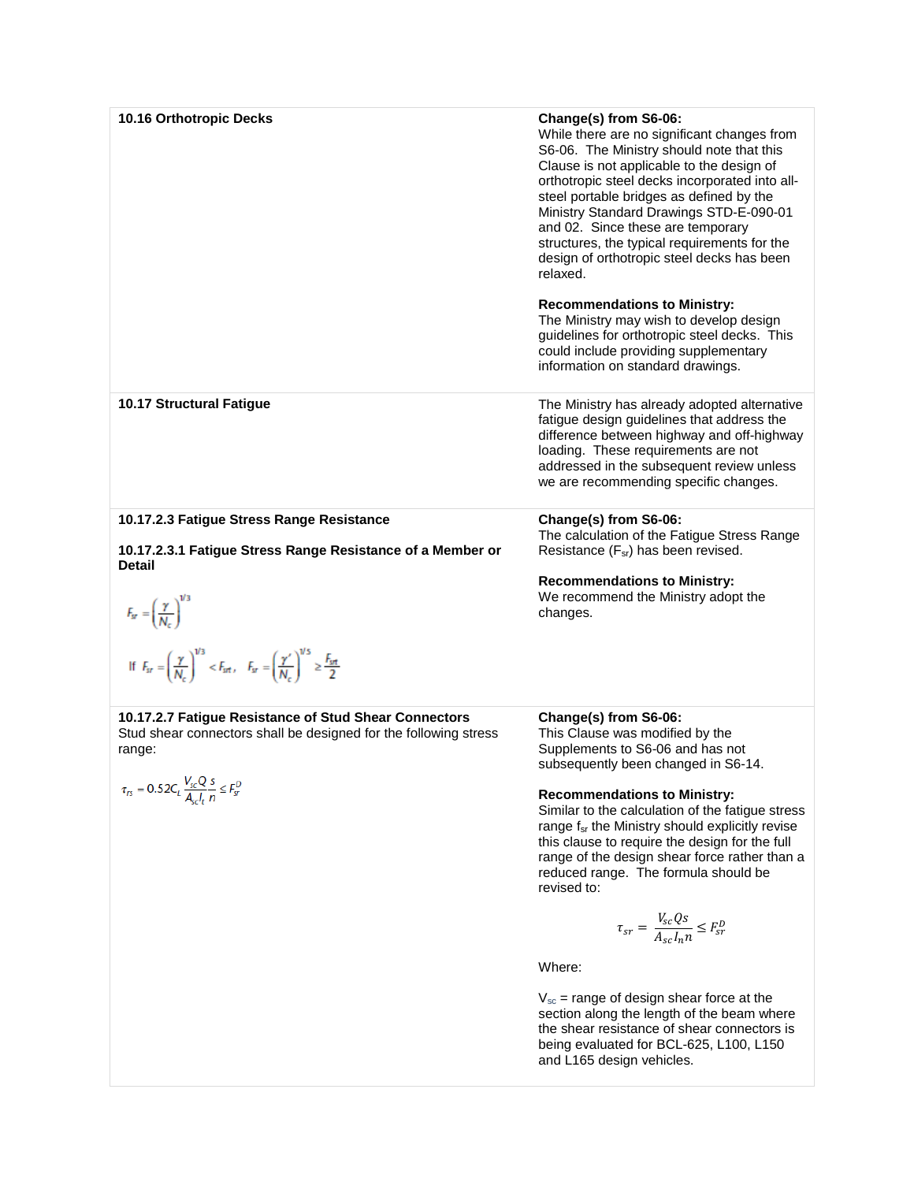| | |
|---|---|
| **10.16 Orthotropic Decks** | **Change(s) from S6-06:**<br>While there are no significant changes from S6-06. The Ministry should note that this Clause is not applicable to the design of orthotropic steel decks incorporated into all-steel portable bridges as defined by the Ministry Standard Drawings STD-E-090-01 and 02. Since these are temporary structures, the typical requirements for the design of orthotropic steel decks has been relaxed.<br><br>**Recommendations to Ministry:**<br>The Ministry may wish to develop design guidelines for orthotropic steel decks. This could include providing supplementary information on standard drawings. |
| **10.17 Structural Fatigue** | The Ministry has already adopted alternative fatigue design guidelines that address the difference between highway and off-highway loading. These requirements are not addressed in the subsequent review unless we are recommending specific changes. |
| **10.17.2.3 Fatigue Stress Range Resistance**<br><br>**10.17.2.3.1 Fatigue Stress Range Resistance of a Member or Detail**<br><br>$F_{sr} = \left(\frac{\gamma}{N_c}\right)^{1/3}$<br><br>If $F_{sr} = \left(\frac{\gamma}{N_c}\right)^{1/3} < F_{srt}$, $F_{sr} = \left(\frac{\gamma'}{N_c}\right)^{1/5} \geq \frac{F_{srt}}{2}$ | **Change(s) from S6-06:**<br>The calculation of the Fatigue Stress Range Resistance ($F_{sr}$) has been revised.<br><br>**Recommendations to Ministry:**<br>We recommend the Ministry adopt the changes. |
| **10.17.2.7 Fatigue Resistance of Stud Shear Connectors**<br>Stud shear connectors shall be designed for the following stress range:<br><br>$\tau_{rs} = 0.52 C_L \frac{V_{sc} Q}{A_{sc} I_t} \frac{s}{n} \leq F_{sr}^D$ | **Change(s) from S6-06:**<br>This Clause was modified by the Supplements to S6-06 and has not subsequently been changed in S6-14.<br><br>**Recommendations to Ministry:**<br>Similar to the calculation of the fatigue stress range $f_{sr}$ the Ministry should explicitly revise this clause to require the design for the full range of the design shear force rather than a reduced range. The formula should be revised to:<br><br>$\tau_{sr} = \frac{V_{sc} Q s}{A_{sc} I_n n} \leq F_{sr}^D$<br><br>Where:<br><br>$V_{sc}$ = range of design shear force at the section along the length of the beam where the shear resistance of shear connectors is being evaluated for BCL-625, L100, L150 and L165 design vehicles. |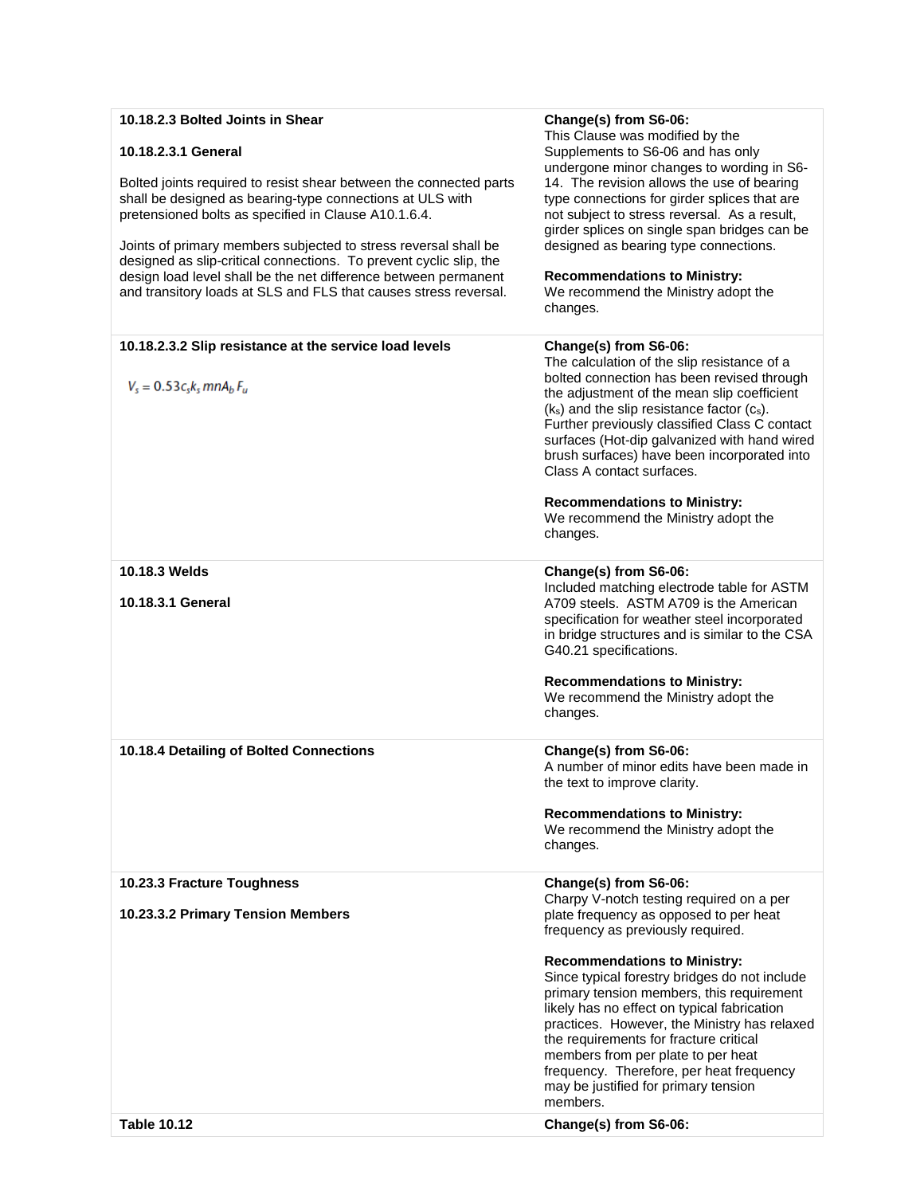| | |
|---|---|
| **10.18.2.3 Bolted Joints in Shear**<br><br>**10.18.2.3.1 General**<br><br>Bolted joints required to resist shear between the connected parts shall be designed as bearing-type connections at ULS with pretensioned bolts as specified in Clause A10.1.6.4.<br><br>Joints of primary members subjected to stress reversal shall be designed as slip-critical connections. To prevent cyclic slip, the design load level shall be the net difference between permanent and transitory loads at SLS and FLS that causes stress reversal. | **Change(s) from S6-06:**<br>This Clause was modified by the Supplements to S6-06 and has only undergone minor changes to wording in S6-14. The revision allows the use of bearing type connections for girder splices that are not subject to stress reversal. As a result, girder splices on single span bridges can be designed as bearing type connections.<br><br>**Recommendations to Ministry:**<br>We recommend the Ministry adopt the changes. |
| **10.18.2.3.2 Slip resistance at the service load levels**<br><br>$V_s = 0.53 c_s k_s m n A_b F_u$ | **Change(s) from S6-06:**<br>The calculation of the slip resistance of a bolted connection has been revised through the adjustment of the mean slip coefficient ($k_s$) and the slip resistance factor ($c_s$). Further previously classified Class C contact surfaces (Hot-dip galvanized with hand wired brush surfaces) have been incorporated into Class A contact surfaces.<br><br>**Recommendations to Ministry:**<br>We recommend the Ministry adopt the changes. |
| **10.18.3 Welds**<br><br>**10.18.3.1 General** | **Change(s) from S6-06:**<br>Included matching electrode table for ASTM A709 steels. ASTM A709 is the American specification for weather steel incorporated in bridge structures and is similar to the CSA G40.21 specifications.<br><br>**Recommendations to Ministry:**<br>We recommend the Ministry adopt the changes. |
| **10.18.4 Detailing of Bolted Connections** | **Change(s) from S6-06:**<br>A number of minor edits have been made in the text to improve clarity.<br><br>**Recommendations to Ministry:**<br>We recommend the Ministry adopt the changes. |
| **10.23.3 Fracture Toughness**<br><br>**10.23.3.2 Primary Tension Members** | **Change(s) from S6-06:**<br>Charpy V-notch testing required on a per plate frequency as opposed to per heat frequency as previously required.<br><br>**Recommendations to Ministry:**<br>Since typical forestry bridges do not include primary tension members, this requirement likely has no effect on typical fabrication practices. However, the Ministry has relaxed the requirements for fracture critical members from per plate to per heat frequency. Therefore, per heat frequency may be justified for primary tension members. |
| **Table 10.12** | **Change(s) from S6-06:** |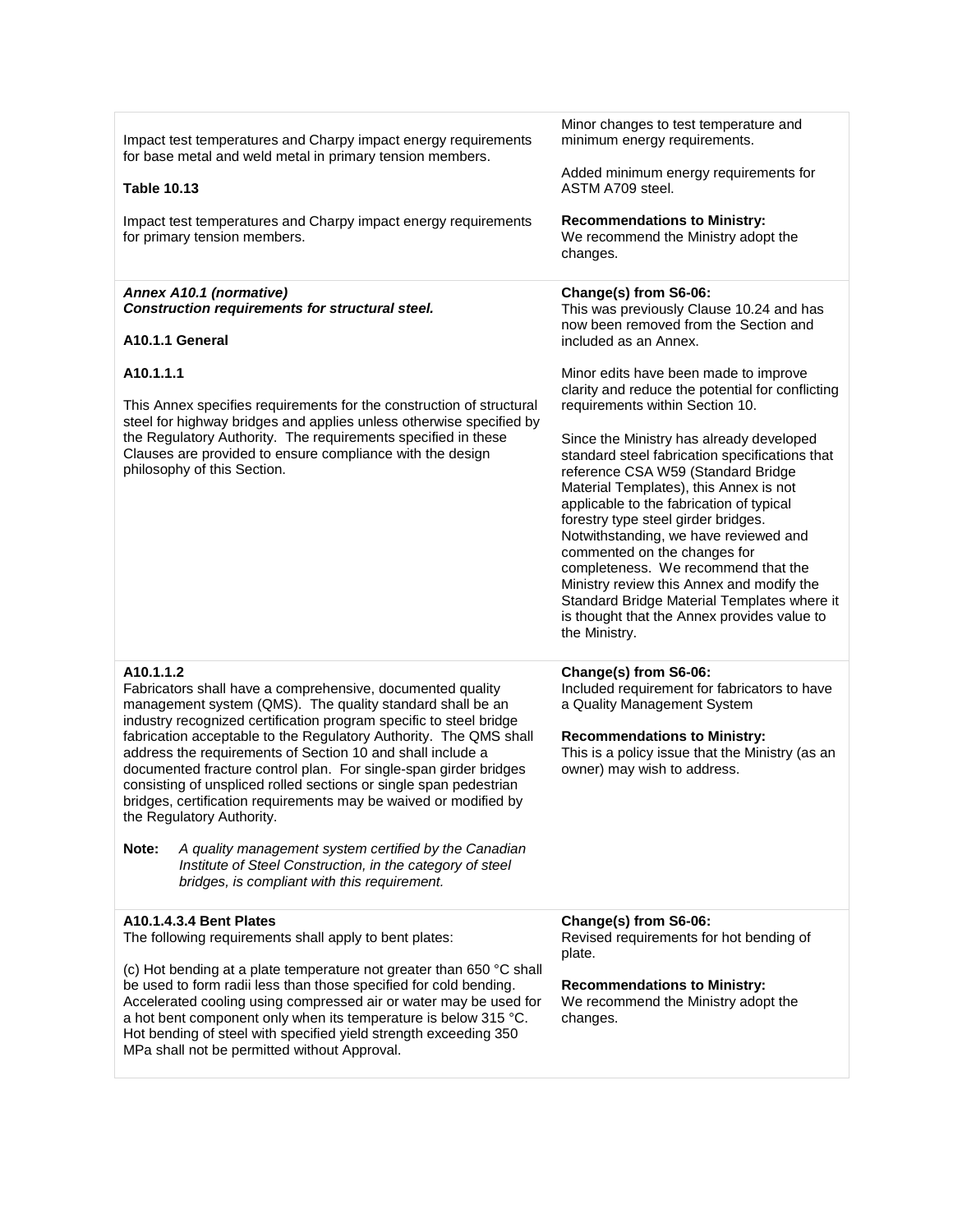| | |
|---|---|
| Impact test temperatures and Charpy impact energy requirements for base metal and weld metal in primary tension members.<br><br>**Table 10.13**<br><br>Impact test temperatures and Charpy impact energy requirements for primary tension members. | Minor changes to test temperature and minimum energy requirements.<br><br>Added minimum energy requirements for ASTM A709 steel.<br><br>**Recommendations to Ministry:**<br>We recommend the Ministry adopt the changes. |
| ***Annex A10.1 (normative)***<br>***Construction requirements for structural steel.***<br><br>**A10.1.1 General**<br><br>**A10.1.1.1**<br><br>This Annex specifies requirements for the construction of structural steel for highway bridges and applies unless otherwise specified by the Regulatory Authority. The requirements specified in these Clauses are provided to ensure compliance with the design philosophy of this Section. | **Change(s) from S6-06:**<br>This was previously Clause 10.24 and has now been removed from the Section and included as an Annex.<br><br>Minor edits have been made to improve clarity and reduce the potential for conflicting requirements within Section 10.<br><br>Since the Ministry has already developed standard steel fabrication specifications that reference CSA W59 (Standard Bridge Material Templates), this Annex is not applicable to the fabrication of typical forestry type steel girder bridges. Notwithstanding, we have reviewed and commented on the changes for completeness. We recommend that the Ministry review this Annex and modify the Standard Bridge Material Templates where it is thought that the Annex provides value to the Ministry. |
| **A10.1.1.2**<br>Fabricators shall have a comprehensive, documented quality management system (QMS). The quality standard shall be an industry recognized certification program specific to steel bridge fabrication acceptable to the Regulatory Authority. The QMS shall address the requirements of Section 10 and shall include a documented fracture control plan. For single-span girder bridges consisting of unspliced rolled sections or single span pedestrian bridges, certification requirements may be waived or modified by the Regulatory Authority.<br><br>**Note:** *A quality management system certified by the Canadian Institute of Steel Construction, in the category of steel bridges, is compliant with this requirement.* | **Change(s) from S6-06:**<br>Included requirement for fabricators to have a Quality Management System<br><br>**Recommendations to Ministry:**<br>This is a policy issue that the Ministry (as an owner) may wish to address. |
| **A10.1.4.3.4 Bent Plates**<br>The following requirements shall apply to bent plates:<br><br>(c) Hot bending at a plate temperature not greater than 650 °C shall be used to form radii less than those specified for cold bending. Accelerated cooling using compressed air or water may be used for a hot bent component only when its temperature is below 315 °C. Hot bending of steel with specified yield strength exceeding 350 MPa shall not be permitted without Approval. | **Change(s) from S6-06:**<br>Revised requirements for hot bending of plate.<br><br>**Recommendations to Ministry:**<br>We recommend the Ministry adopt the changes. |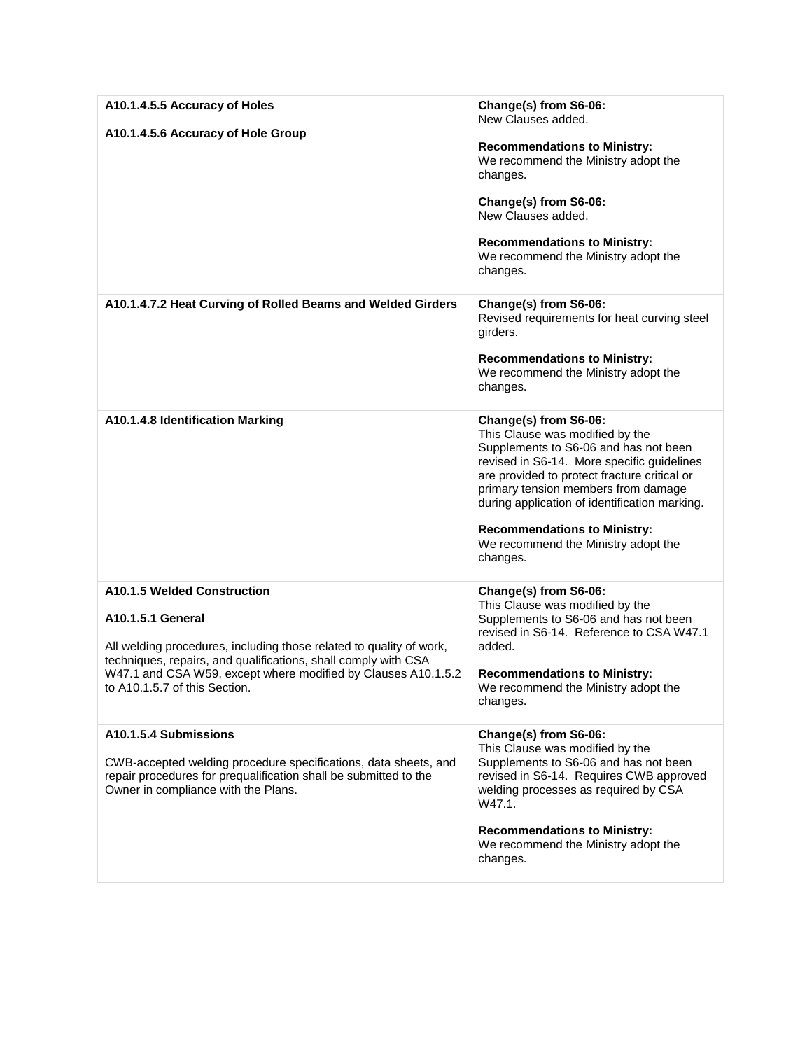| | |
|---|---|
| **A10.1.4.5.5 Accuracy of Holes**<br><br>**A10.1.4.5.6 Accuracy of Hole Group** | **Change(s) from S6-06:**<br>New Clauses added.<br><br>**Recommendations to Ministry:**<br>We recommend the Ministry adopt the changes.<br><br>**Change(s) from S6-06:**<br>New Clauses added.<br><br>**Recommendations to Ministry:**<br>We recommend the Ministry adopt the changes. |
| **A10.1.4.7.2 Heat Curving of Rolled Beams and Welded Girders** | **Change(s) from S6-06:**<br>Revised requirements for heat curving steel girders.<br><br>**Recommendations to Ministry:**<br>We recommend the Ministry adopt the changes. |
| **A10.1.4.8 Identification Marking** | **Change(s) from S6-06:**<br>This Clause was modified by the Supplements to S6-06 and has not been revised in S6-14. More specific guidelines are provided to protect fracture critical or primary tension members from damage during application of identification marking.<br><br>**Recommendations to Ministry:**<br>We recommend the Ministry adopt the changes. |
| **A10.1.5 Welded Construction**<br><br>**A10.1.5.1 General**<br><br>All welding procedures, including those related to quality of work, techniques, repairs, and qualifications, shall comply with CSA W47.1 and CSA W59, except where modified by Clauses A10.1.5.2 to A10.1.5.7 of this Section. | **Change(s) from S6-06:**<br>This Clause was modified by the Supplements to S6-06 and has not been revised in S6-14. Reference to CSA W47.1 added.<br><br>**Recommendations to Ministry:**<br>We recommend the Ministry adopt the changes. |
| **A10.1.5.4 Submissions**<br><br>CWB-accepted welding procedure specifications, data sheets, and repair procedures for prequalification shall be submitted to the Owner in compliance with the Plans. | **Change(s) from S6-06:**<br>This Clause was modified by the Supplements to S6-06 and has not been revised in S6-14. Requires CWB approved welding processes as required by CSA W47.1.<br><br>**Recommendations to Ministry:**<br>We recommend the Ministry adopt the changes. |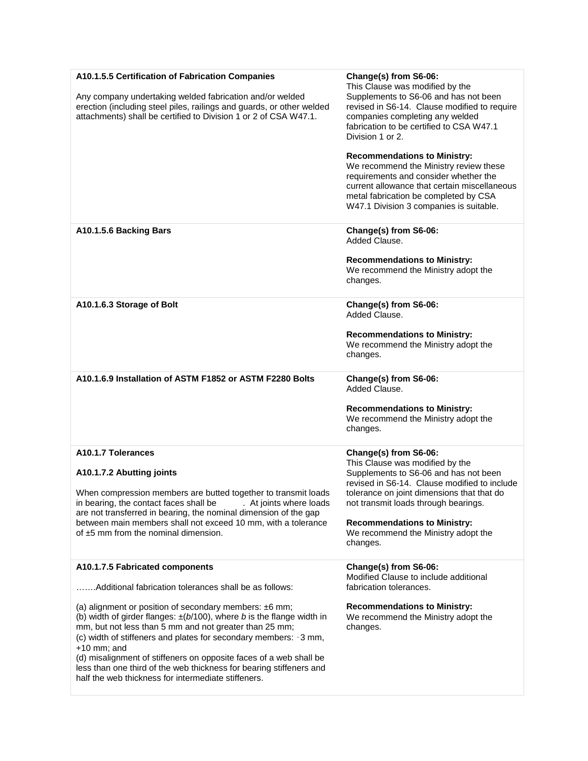| | |
|---|---|
| **A10.1.5.5 Certification of Fabrication Companies**<br><br>Any company undertaking welded fabrication and/or welded erection (including steel piles, railings and guards, or other welded attachments) shall be certified to Division 1 or 2 of CSA W47.1. | **Change(s) from S6-06:**<br>This Clause was modified by the Supplements to S6-06 and has not been revised in S6-14. Clause modified to require companies completing any welded fabrication to be certified to CSA W47.1 Division 1 or 2.<br><br>**Recommendations to Ministry:**<br>We recommend the Ministry review these requirements and consider whether the current allowance that certain miscellaneous metal fabrication be completed by CSA W47.1 Division 3 companies is suitable. |
| **A10.1.5.6 Backing Bars** | **Change(s) from S6-06:**<br>Added Clause.<br><br>**Recommendations to Ministry:**<br>We recommend the Ministry adopt the changes. |
| **A10.1.6.3 Storage of Bolt** | **Change(s) from S6-06:**<br>Added Clause.<br><br>**Recommendations to Ministry:**<br>We recommend the Ministry adopt the changes. |
| **A10.1.6.9 Installation of ASTM F1852 or ASTM F2280 Bolts** | **Change(s) from S6-06:**<br>Added Clause.<br><br>**Recommendations to Ministry:**<br>We recommend the Ministry adopt the changes. |
| **A10.1.7 Tolerances**<br><br>**A10.1.7.2 Abutting joints**<br><br>When compression members are butted together to transmit loads in bearing, the contact faces shall be . At joints where loads are not transferred in bearing, the nominal dimension of the gap between main members shall not exceed 10 mm, with a tolerance of ±5 mm from the nominal dimension. | **Change(s) from S6-06:**<br>This Clause was modified by the Supplements to S6-06 and has not been revised in S6-14. Clause modified to include tolerance on joint dimensions that that do not transmit loads through bearings.<br><br>**Recommendations to Ministry:**<br>We recommend the Ministry adopt the changes. |
| **A10.1.7.5 Fabricated components**<br><br>…….Additional fabrication tolerances shall be as follows:<br><br>(a) alignment or position of secondary members: ±6 mm;<br>(b) width of girder flanges: ±($b$/100), where $b$ is the flange width in mm, but not less than 5 mm and not greater than 25 mm;<br>(c) width of stiffeners and plates for secondary members: -3 mm, +10 mm; and<br>(d) misalignment of stiffeners on opposite faces of a web shall be less than one third of the web thickness for bearing stiffeners and half the web thickness for intermediate stiffeners. | **Change(s) from S6-06:**<br>Modified Clause to include additional fabrication tolerances.<br><br>**Recommendations to Ministry:**<br>We recommend the Ministry adopt the changes. |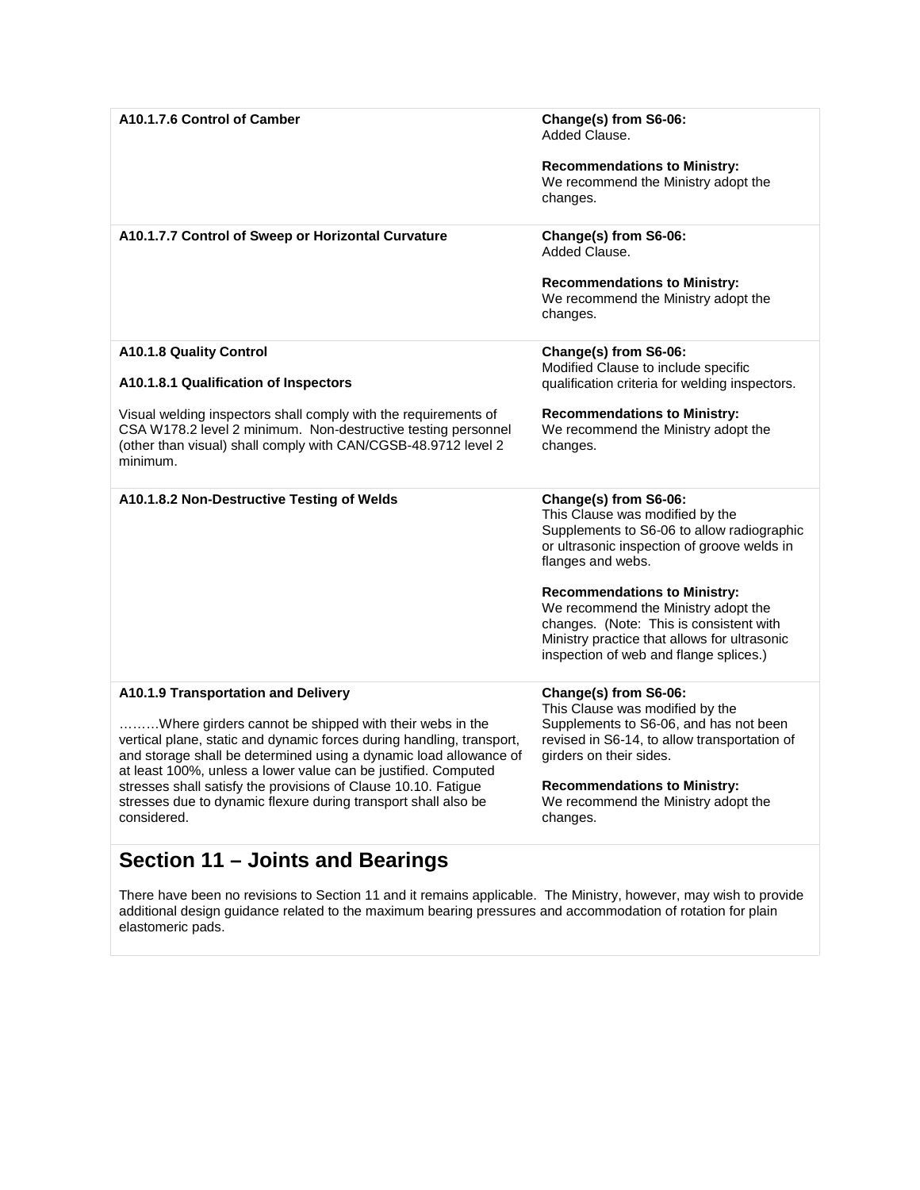| | |
|---|---|
| **A10.1.7.6 Control of Camber** | **Change(s) from S6-06:**<br>Added Clause.<br><br>**Recommendations to Ministry:**<br>We recommend the Ministry adopt the changes. |
| **A10.1.7.7 Control of Sweep or Horizontal Curvature** | **Change(s) from S6-06:**<br>Added Clause.<br><br>**Recommendations to Ministry:**<br>We recommend the Ministry adopt the changes. |
| **A10.1.8 Quality Control**<br><br>**A10.1.8.1 Qualification of Inspectors**<br><br>Visual welding inspectors shall comply with the requirements of CSA W178.2 level 2 minimum. Non-destructive testing personnel (other than visual) shall comply with CAN/CGSB-48.9712 level 2 minimum. | **Change(s) from S6-06:**<br>Modified Clause to include specific qualification criteria for welding inspectors.<br><br>**Recommendations to Ministry:**<br>We recommend the Ministry adopt the changes. |
| **A10.1.8.2 Non-Destructive Testing of Welds** | **Change(s) from S6-06:**<br>This Clause was modified by the Supplements to S6-06 to allow radiographic or ultrasonic inspection of groove welds in flanges and webs.<br><br>**Recommendations to Ministry:**<br>We recommend the Ministry adopt the changes. (Note: This is consistent with Ministry practice that allows for ultrasonic inspection of web and flange splices.) |
| **A10.1.9 Transportation and Delivery**<br><br>………Where girders cannot be shipped with their webs in the vertical plane, static and dynamic forces during handling, transport, and storage shall be determined using a dynamic load allowance of at least 100%, unless a lower value can be justified. Computed stresses shall satisfy the provisions of Clause 10.10. Fatigue stresses due to dynamic flexure during transport shall also be considered. | **Change(s) from S6-06:**<br>This Clause was modified by the Supplements to S6-06, and has not been revised in S6-14, to allow transportation of girders on their sides.<br><br>**Recommendations to Ministry:**<br>We recommend the Ministry adopt the changes. |

## Section 11 – Joints and Bearings

There have been no revisions to Section 11 and it remains applicable. The Ministry, however, may wish to provide additional design guidance related to the maximum bearing pressures and accommodation of rotation for plain elastomeric pads.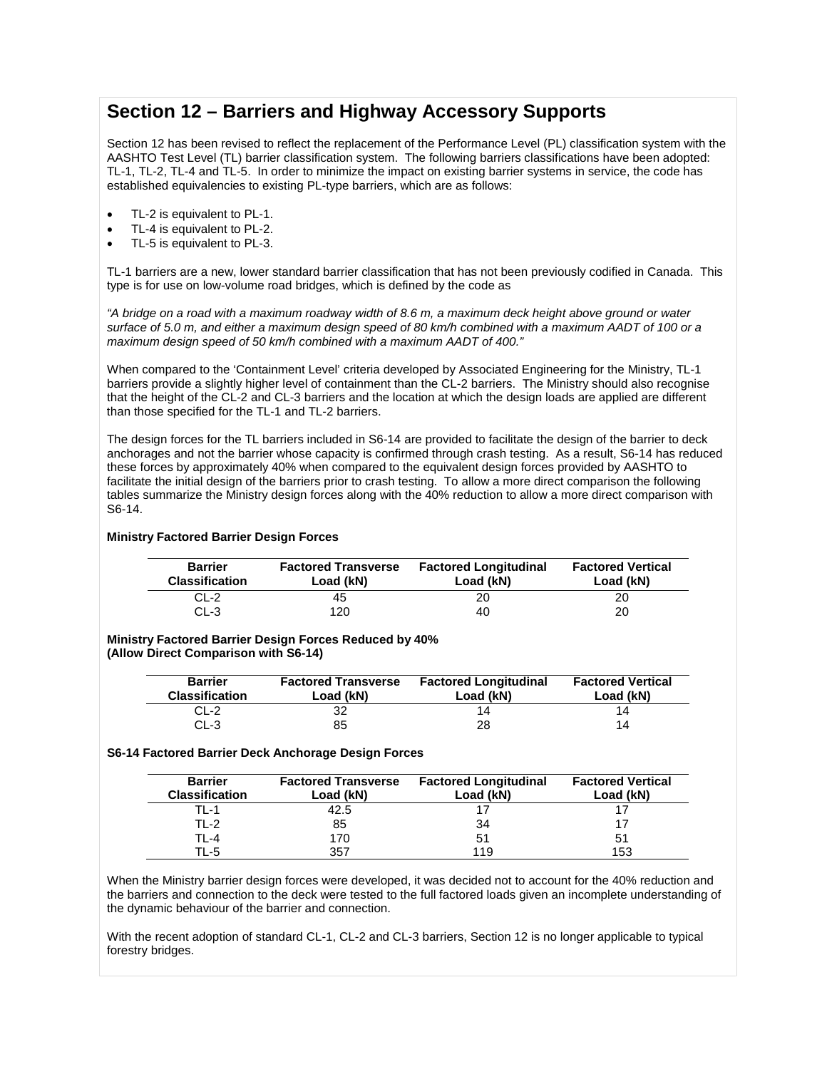## Section 12 – Barriers and Highway Accessory Supports

Section 12 has been revised to reflect the replacement of the Performance Level (PL) classification system with the AASHTO Test Level (TL) barrier classification system. The following barriers classifications have been adopted: TL-1, TL-2, TL-4 and TL-5. In order to minimize the impact on existing barrier systems in service, the code has established equivalencies to existing PL-type barriers, which are as follows:

- TL-2 is equivalent to PL-1.
- TL-4 is equivalent to PL-2.
- TL-5 is equivalent to PL-3.

TL-1 barriers are a new, lower standard barrier classification that has not been previously codified in Canada. This type is for use on low-volume road bridges, which is defined by the code as

*"A bridge on a road with a maximum roadway width of 8.6 m, a maximum deck height above ground or water surface of 5.0 m, and either a maximum design speed of 80 km/h combined with a maximum AADT of 100 or a maximum design speed of 50 km/h combined with a maximum AADT of 400."*

When compared to the 'Containment Level' criteria developed by Associated Engineering for the Ministry, TL-1 barriers provide a slightly higher level of containment than the CL-2 barriers. The Ministry should also recognise that the height of the CL-2 and CL-3 barriers and the location at which the design loads are applied are different than those specified for the TL-1 and TL-2 barriers.

The design forces for the TL barriers included in S6-14 are provided to facilitate the design of the barrier to deck anchorages and not the barrier whose capacity is confirmed through crash testing. As a result, S6-14 has reduced these forces by approximately 40% when compared to the equivalent design forces provided by AASHTO to facilitate the initial design of the barriers prior to crash testing. To allow a more direct comparison the following tables summarize the Ministry design forces along with the 40% reduction to allow a more direct comparison with S6-14.

**Ministry Factored Barrier Design Forces**

| Barrier Classification | Factored Transverse Load (kN) | Factored Longitudinal Load (kN) | Factored Vertical Load (kN) |
|---|---|---|---|
| CL-2 | 45 | 20 | 20 |
| CL-3 | 120 | 40 | 20 |

**Ministry Factored Barrier Design Forces Reduced by 40%**
**(Allow Direct Comparison with S6-14)**

| Barrier Classification | Factored Transverse Load (kN) | Factored Longitudinal Load (kN) | Factored Vertical Load (kN) |
|---|---|---|---|
| CL-2 | 32 | 14 | 14 |
| CL-3 | 85 | 28 | 14 |

**S6-14 Factored Barrier Deck Anchorage Design Forces**

| Barrier Classification | Factored Transverse Load (kN) | Factored Longitudinal Load (kN) | Factored Vertical Load (kN) |
|---|---|---|---|
| TL-1 | 42.5 | 17 | 17 |
| TL-2 | 85 | 34 | 17 |
| TL-4 | 170 | 51 | 51 |
| TL-5 | 357 | 119 | 153 |

When the Ministry barrier design forces were developed, it was decided not to account for the 40% reduction and the barriers and connection to the deck were tested to the full factored loads given an incomplete understanding of the dynamic behaviour of the barrier and connection.

With the recent adoption of standard CL-1, CL-2 and CL-3 barriers, Section 12 is no longer applicable to typical forestry bridges.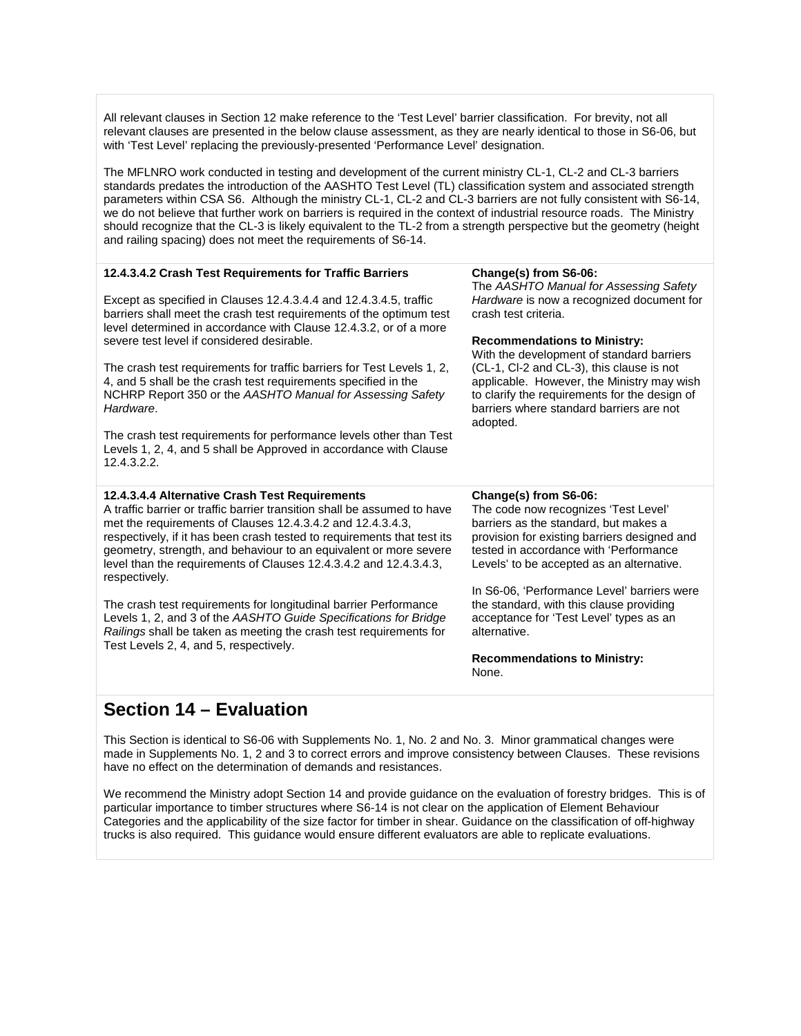All relevant clauses in Section 12 make reference to the 'Test Level' barrier classification. For brevity, not all relevant clauses are presented in the below clause assessment, as they are nearly identical to those in S6-06, but with 'Test Level' replacing the previously-presented 'Performance Level' designation.

The MFLNRO work conducted in testing and development of the current ministry CL-1, CL-2 and CL-3 barriers standards predates the introduction of the AASHTO Test Level (TL) classification system and associated strength parameters within CSA S6. Although the ministry CL-1, CL-2 and CL-3 barriers are not fully consistent with S6-14, we do not believe that further work on barriers is required in the context of industrial resource roads. The Ministry should recognize that the CL-3 is likely equivalent to the TL-2 from a strength perspective but the geometry (height and railing spacing) does not meet the requirements of S6-14.

**12.4.3.4.2 Crash Test Requirements for Traffic Barriers**

Except as specified in Clauses 12.4.3.4.4 and 12.4.3.4.5, traffic barriers shall meet the crash test requirements of the optimum test level determined in accordance with Clause 12.4.3.2, or of a more severe test level if considered desirable.

The crash test requirements for traffic barriers for Test Levels 1, 2, 4, and 5 shall be the crash test requirements specified in the NCHRP Report 350 or the *AASHTO Manual for Assessing Safety Hardware*.

The crash test requirements for performance levels other than Test Levels 1, 2, 4, and 5 shall be Approved in accordance with Clause 12.4.3.2.2.

**Change(s) from S6-06:**
The *AASHTO Manual for Assessing Safety Hardware* is now a recognized document for crash test criteria.

**Recommendations to Ministry:**
With the development of standard barriers (CL-1, Cl-2 and CL-3), this clause is not applicable. However, the Ministry may wish to clarify the requirements for the design of barriers where standard barriers are not adopted.

**12.4.3.4.4 Alternative Crash Test Requirements**
A traffic barrier or traffic barrier transition shall be assumed to have met the requirements of Clauses 12.4.3.4.2 and 12.4.3.4.3, respectively, if it has been crash tested to requirements that test its geometry, strength, and behaviour to an equivalent or more severe level than the requirements of Clauses 12.4.3.4.2 and 12.4.3.4.3, respectively.

The crash test requirements for longitudinal barrier Performance Levels 1, 2, and 3 of the *AASHTO Guide Specifications for Bridge Railings* shall be taken as meeting the crash test requirements for Test Levels 2, 4, and 5, respectively.

**Change(s) from S6-06:**
The code now recognizes 'Test Level' barriers as the standard, but makes a provision for existing barriers designed and tested in accordance with 'Performance Levels' to be accepted as an alternative.

In S6-06, 'Performance Level' barriers were the standard, with this clause providing acceptance for 'Test Level' types as an alternative.

**Recommendations to Ministry:**
None.

## Section 14 – Evaluation

This Section is identical to S6-06 with Supplements No. 1, No. 2 and No. 3. Minor grammatical changes were made in Supplements No. 1, 2 and 3 to correct errors and improve consistency between Clauses. These revisions have no effect on the determination of demands and resistances.

We recommend the Ministry adopt Section 14 and provide guidance on the evaluation of forestry bridges. This is of particular importance to timber structures where S6-14 is not clear on the application of Element Behaviour Categories and the applicability of the size factor for timber in shear. Guidance on the classification of off-highway trucks is also required. This guidance would ensure different evaluators are able to replicate evaluations.